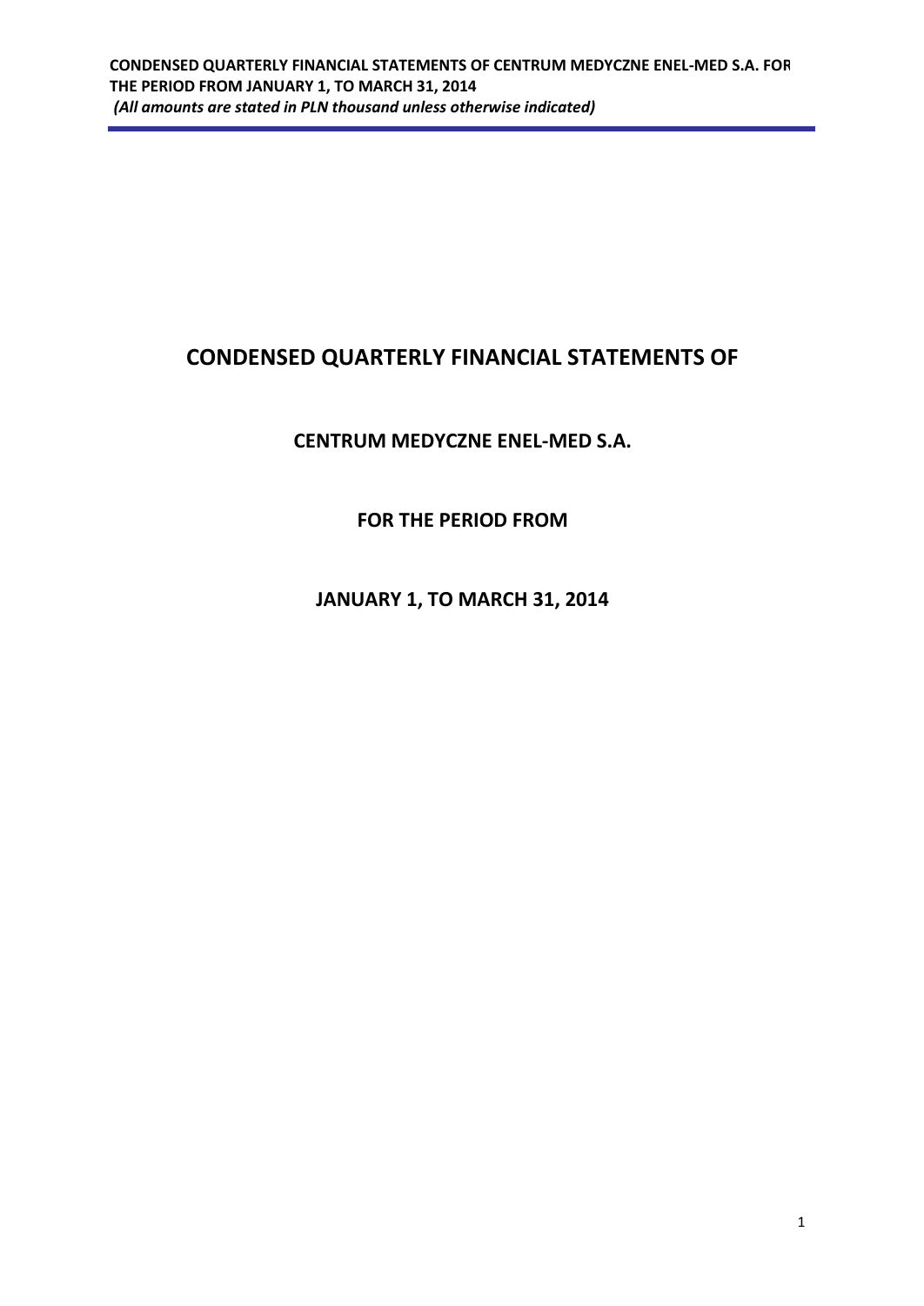# CONDENSED QUARTERLY FINANCIAL STATEMENTS OF

## CENTRUM MEDYCZNE ENEL-MED S.A.

## FOR THE PERIOD FROM

## JANUARY 1, TO MARCH 31, 2014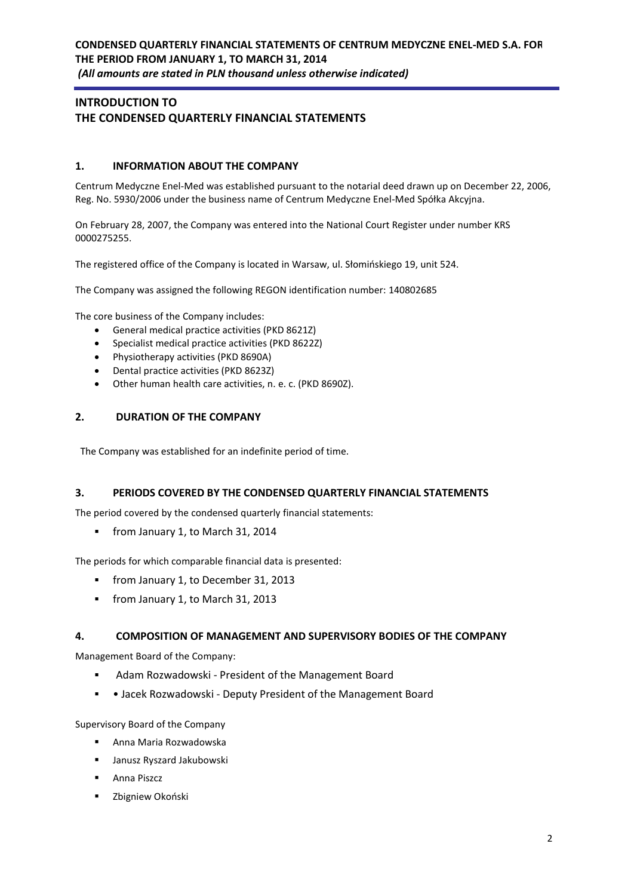# INTRODUCTION TO THE CONDENSED QUARTERLY FINANCIAL STATEMENTS

## 1. INFORMATION ABOUT THE COMPANY

Centrum Medyczne Enel-Med was established pursuant to the notarial deed drawn up on December 22, 2006, Reg. No. 5930/2006 under the business name of Centrum Medyczne Enel-Med Spółka Akcyjna.

On February 28, 2007, the Company was entered into the National Court Register under number KRS 0000275255.

The registered office of the Company is located in Warsaw, ul. Słomińskiego 19, unit 524.

The Company was assigned the following REGON identification number: 140802685

The core business of the Company includes:

- General medical practice activities (PKD 8621Z)
- Specialist medical practice activities (PKD 8622Z)
- Physiotherapy activities (PKD 8690A)
- Dental practice activities (PKD 8623Z)
- Other human health care activities, n. e. c. (PKD 8690Z).

## 2. DURATION OF THE COMPANY

The Company was established for an indefinite period of time.

## 3. PERIODS COVERED BY THE CONDENSED QUARTERLY FINANCIAL STATEMENTS

The period covered by the condensed quarterly financial statements:

- from January 1, to March 31, 2014

The periods for which comparable financial data is presented:

- from January 1, to December 31, 2013
- from January 1, to March 31, 2013

## 4. COMPOSITION OF MANAGEMENT AND SUPERVISORY BODIES OF THE COMPANY

Management Board of the Company:

- Adam Rozwadowski - President of the Management Board
- • Jacek Rozwadowski - Deputy President of the Management Board

Supervisory Board of the Company

- Anna Maria Rozwadowska
- Janusz Ryszard Jakubowski
- Anna Piszcz
- Zbigniew Okoński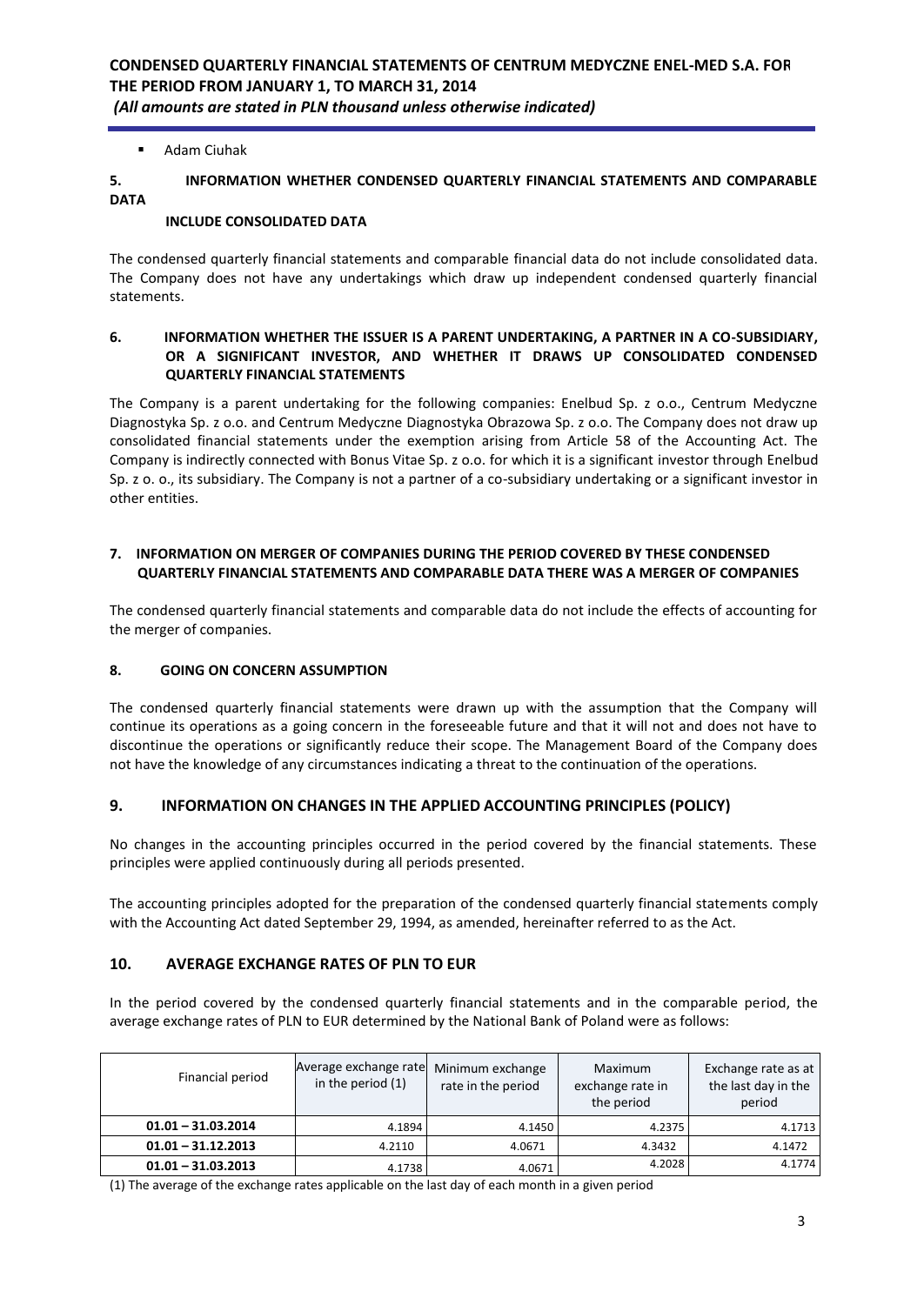- Adam Ciuhak

## 5. INFORMATION WHETHER CONDENSED QUARTERLY FINANCIAL STATEMENTS AND COMPARABLE DATA INCLUDE CONSOLIDATED DATA

The condensed quarterly financial statements and comparable financial data do not include consolidated data. The Company does not have any undertakings which draw up independent condensed quarterly financial statements.

## 6. INFORMATION WHETHER THE ISSUER IS A PARENT UNDERTAKING, A PARTNER IN A CO-SUBSIDIARY, OR A SIGNIFICANT INVESTOR, AND WHETHER IT DRAWS UP CONSOLIDATED CONDENSED QUARTERLY FINANCIAL STATEMENTS

The Company is a parent undertaking for the following companies: Enelbud Sp. z o.o., Centrum Medyczne Diagnostyka Sp. z o.o. and Centrum Medyczne Diagnostyka Obrazowa Sp. z o.o. The Company does not draw up consolidated financial statements under the exemption arising from Article 58 of the Accounting Act. The Company is indirectly connected with Bonus Vitae Sp. z o.o. for which it is a significant investor through Enelbud Sp. z o. o., its subsidiary. The Company is not a partner of a co-subsidiary undertaking or a significant investor in other entities.

## 7. INFORMATION ON MERGER OF COMPANIES DURING THE PERIOD COVERED BY THESE CONDENSED QUARTERLY FINANCIAL STATEMENTS AND COMPARABLE DATA THERE WAS A MERGER OF COMPANIES

The condensed quarterly financial statements and comparable data do not include the effects of accounting for the merger of companies.

## 8. GOING ON CONCERN ASSUMPTION

The condensed quarterly financial statements were drawn up with the assumption that the Company will continue its operations as a going concern in the foreseeable future and that it will not and does not have to discontinue the operations or significantly reduce their scope. The Management Board of the Company does not have the knowledge of any circumstances indicating a threat to the continuation of the operations.

## 9. INFORMATION ON CHANGES IN THE APPLIED ACCOUNTING PRINCIPLES (POLICY)

No changes in the accounting principles occurred in the period covered by the financial statements. These principles were applied continuously during all periods presented.

The accounting principles adopted for the preparation of the condensed quarterly financial statements comply with the Accounting Act dated September 29, 1994, as amended, hereinafter referred to as the Act.

## 10. AVERAGE EXCHANGE RATES OF PLN TO EUR

In the period covered by the condensed quarterly financial statements and in the comparable period, the average exchange rates of PLN to EUR determined by the National Bank of Poland were as follows:

| Financial period | Average exchange rate in the period (1) | Minimum exchange rate in the period | Maximum exchange rate in the period | Exchange rate as at the last day in the period |
|---|---|---|---|---|
| **01.01 – 31.03.2014** | 4.1894 | 4.1450 | 4.2375 | 4.1713 |
| **01.01 – 31.12.2013** | 4.2110 | 4.0671 | 4.3432 | 4.1472 |
| **01.01 – 31.03.2013** | 4.1738 | 4.0671 | 4.2028 | 4.1774 |

(1) The average of the exchange rates applicable on the last day of each month in a given period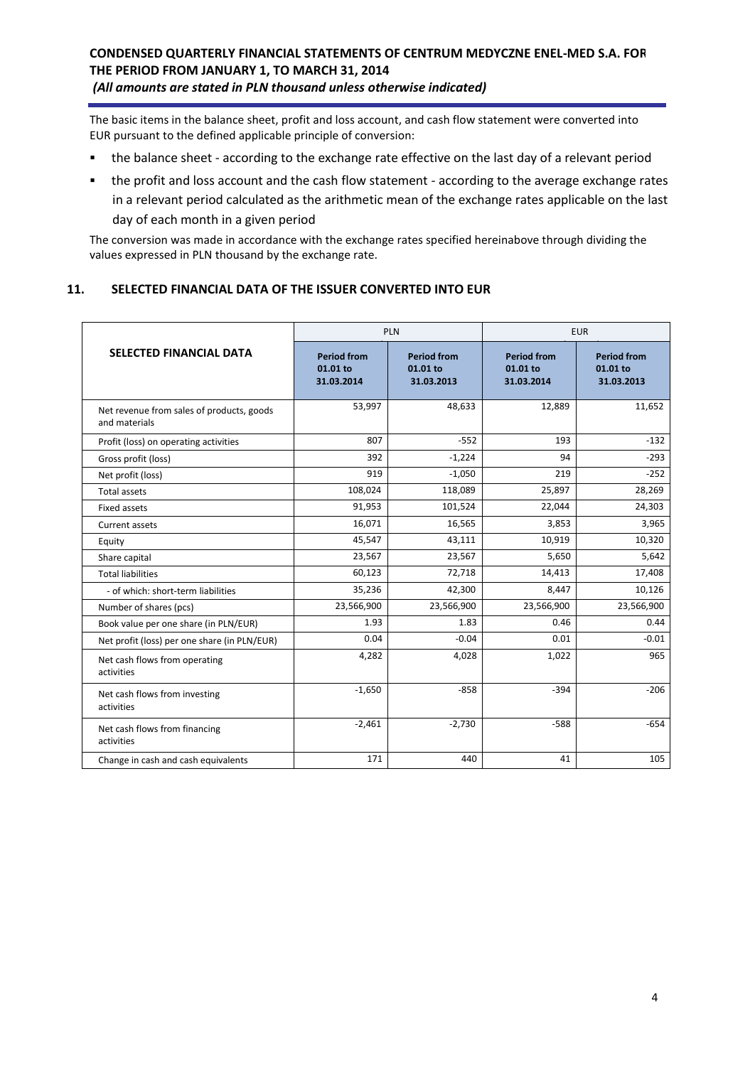The basic items in the balance sheet, profit and loss account, and cash flow statement were converted into EUR pursuant to the defined applicable principle of conversion:

- the balance sheet - according to the exchange rate effective on the last day of a relevant period
- the profit and loss account and the cash flow statement - according to the average exchange rates in a relevant period calculated as the arithmetic mean of the exchange rates applicable on the last day of each month in a given period

The conversion was made in accordance with the exchange rates specified hereinabove through dividing the values expressed in PLN thousand by the exchange rate.

## 11. SELECTED FINANCIAL DATA OF THE ISSUER CONVERTED INTO EUR

| SELECTED FINANCIAL DATA | PLN | | EUR | |
|---|---|---|---|---|
| | **Period from 01.01 to 31.03.2014** | **Period from 01.01 to 31.03.2013** | **Period from 01.01 to 31.03.2014** | **Period from 01.01 to 31.03.2013** |
| Net revenue from sales of products, goods and materials | 53,997 | 48,633 | 12,889 | 11,652 |
| Profit (loss) on operating activities | 807 | -552 | 193 | -132 |
| Gross profit (loss) | 392 | -1,224 | 94 | -293 |
| Net profit (loss) | 919 | -1,050 | 219 | -252 |
| Total assets | 108,024 | 118,089 | 25,897 | 28,269 |
| Fixed assets | 91,953 | 101,524 | 22,044 | 24,303 |
| Current assets | 16,071 | 16,565 | 3,853 | 3,965 |
| Equity | 45,547 | 43,111 | 10,919 | 10,320 |
| Share capital | 23,567 | 23,567 | 5,650 | 5,642 |
| Total liabilities | 60,123 | 72,718 | 14,413 | 17,408 |
| - of which: short-term liabilities | 35,236 | 42,300 | 8,447 | 10,126 |
| Number of shares (pcs) | 23,566,900 | 23,566,900 | 23,566,900 | 23,566,900 |
| Book value per one share (in PLN/EUR) | 1.93 | 1.83 | 0.46 | 0.44 |
| Net profit (loss) per one share (in PLN/EUR) | 0.04 | -0.04 | 0.01 | -0.01 |
| Net cash flows from operating activities | 4,282 | 4,028 | 1,022 | 965 |
| Net cash flows from investing activities | -1,650 | -858 | -394 | -206 |
| Net cash flows from financing activities | -2,461 | -2,730 | -588 | -654 |
| Change in cash and cash equivalents | 171 | 440 | 41 | 105 |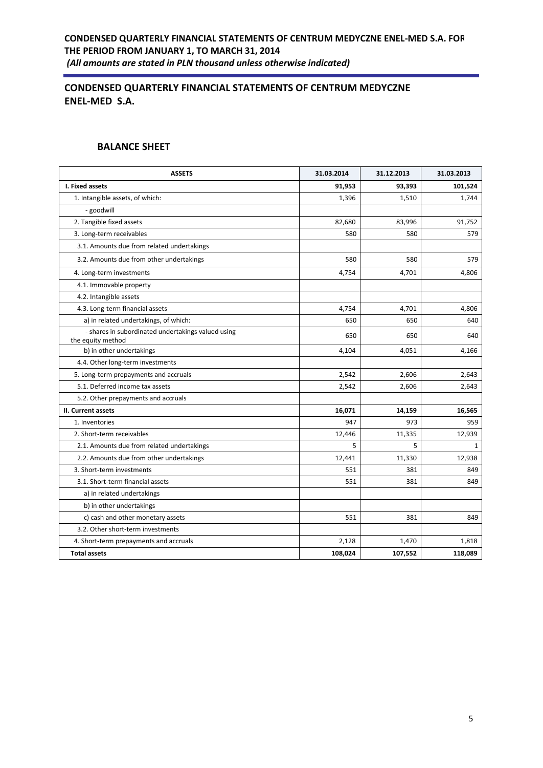## CONDENSED QUARTERLY FINANCIAL STATEMENTS OF CENTRUM MEDYCZNE ENEL-MED S.A.

### BALANCE SHEET

| ASSETS | 31.03.2014 | 31.12.2013 | 31.03.2013 |
|---|---|---|---|
| **I. Fixed assets** | **91,953** | **93,393** | **101,524** |
| 1. Intangible assets, of which: | 1,396 | 1,510 | 1,744 |
| - goodwill | | | |
| 2. Tangible fixed assets | 82,680 | 83,996 | 91,752 |
| 3. Long-term receivables | 580 | 580 | 579 |
| 3.1. Amounts due from related undertakings | | | |
| 3.2. Amounts due from other undertakings | 580 | 580 | 579 |
| 4. Long-term investments | 4,754 | 4,701 | 4,806 |
| 4.1. Immovable property | | | |
| 4.2. Intangible assets | | | |
| 4.3. Long-term financial assets | 4,754 | 4,701 | 4,806 |
| a) in related undertakings, of which: | 650 | 650 | 640 |
| - shares in subordinated undertakings valued using the equity method | 650 | 650 | 640 |
| b) in other undertakings | 4,104 | 4,051 | 4,166 |
| 4.4. Other long-term investments | | | |
| 5. Long-term prepayments and accruals | 2,542 | 2,606 | 2,643 |
| 5.1. Deferred income tax assets | 2,542 | 2,606 | 2,643 |
| 5.2. Other prepayments and accruals | | | |
| **II. Current assets** | **16,071** | **14,159** | **16,565** |
| 1. Inventories | 947 | 973 | 959 |
| 2. Short-term receivables | 12,446 | 11,335 | 12,939 |
| 2.1. Amounts due from related undertakings | 5 | 5 | 1 |
| 2.2. Amounts due from other undertakings | 12,441 | 11,330 | 12,938 |
| 3. Short-term investments | 551 | 381 | 849 |
| 3.1. Short-term financial assets | 551 | 381 | 849 |
| a) in related undertakings | | | |
| b) in other undertakings | | | |
| c) cash and other monetary assets | 551 | 381 | 849 |
| 3.2. Other short-term investments | | | |
| 4. Short-term prepayments and accruals | 2,128 | 1,470 | 1,818 |
| **Total assets** | **108,024** | **107,552** | **118,089** |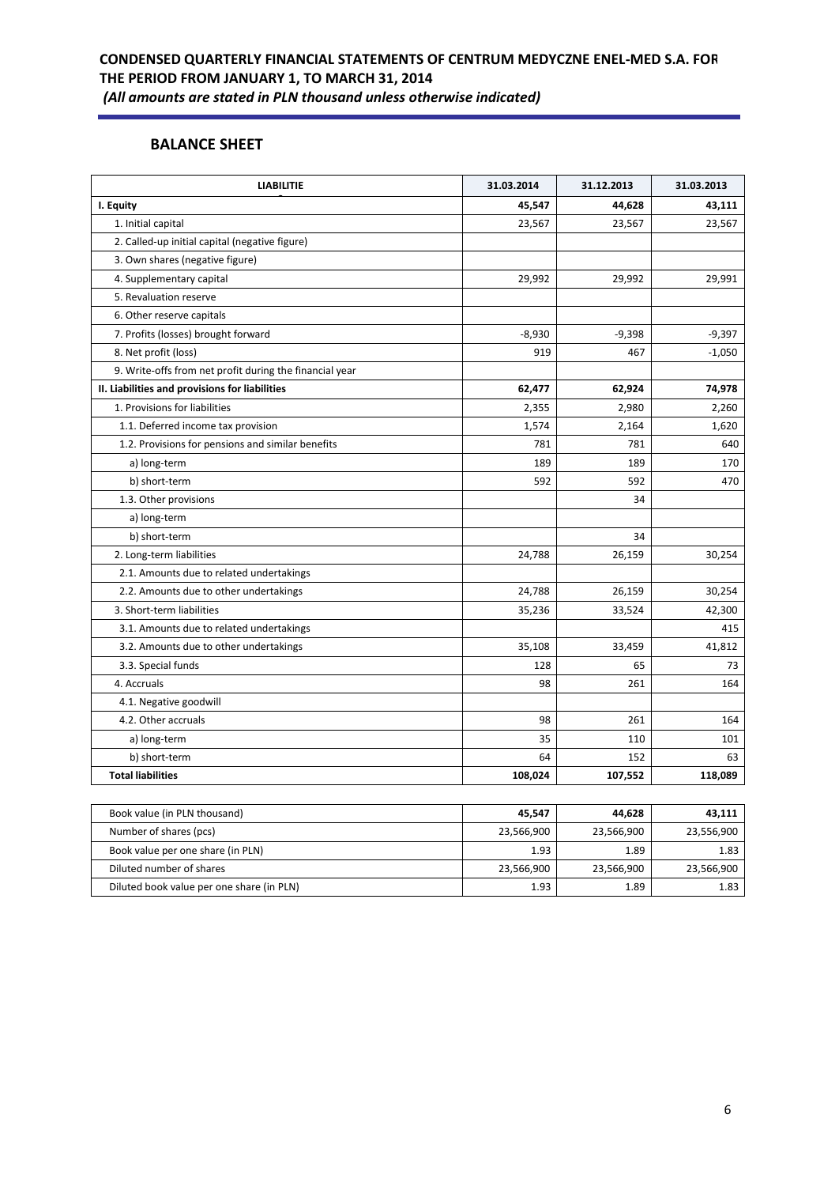## BALANCE SHEET

| LIABILITIE | 31.03.2014 | 31.12.2013 | 31.03.2013 |
|---|---|---|---|
| **I. Equity** | **45,547** | **44,628** | **43,111** |
| 1. Initial capital | 23,567 | 23,567 | 23,567 |
| 2. Called-up initial capital (negative figure) | | | |
| 3. Own shares (negative figure) | | | |
| 4. Supplementary capital | 29,992 | 29,992 | 29,991 |
| 5. Revaluation reserve | | | |
| 6. Other reserve capitals | | | |
| 7. Profits (losses) brought forward | -8,930 | -9,398 | -9,397 |
| 8. Net profit (loss) | 919 | 467 | -1,050 |
| 9. Write-offs from net profit during the financial year | | | |
| **II. Liabilities and provisions for liabilities** | **62,477** | **62,924** | **74,978** |
| 1. Provisions for liabilities | 2,355 | 2,980 | 2,260 |
| 1.1. Deferred income tax provision | 1,574 | 2,164 | 1,620 |
| 1.2. Provisions for pensions and similar benefits | 781 | 781 | 640 |
| a) long-term | 189 | 189 | 170 |
| b) short-term | 592 | 592 | 470 |
| 1.3. Other provisions | | 34 | |
| a) long-term | | | |
| b) short-term | | 34 | |
| 2. Long-term liabilities | 24,788 | 26,159 | 30,254 |
| 2.1. Amounts due to related undertakings | | | |
| 2.2. Amounts due to other undertakings | 24,788 | 26,159 | 30,254 |
| 3. Short-term liabilities | 35,236 | 33,524 | 42,300 |
| 3.1. Amounts due to related undertakings | | | 415 |
| 3.2. Amounts due to other undertakings | 35,108 | 33,459 | 41,812 |
| 3.3. Special funds | 128 | 65 | 73 |
| 4. Accruals | 98 | 261 | 164 |
| 4.1. Negative goodwill | | | |
| 4.2. Other accruals | 98 | 261 | 164 |
| a) long-term | 35 | 110 | 101 |
| b) short-term | 64 | 152 | 63 |
| **Total liabilities** | **108,024** | **107,552** | **118,089** |

| | | | |
|---|---|---|---|
| Book value (in PLN thousand) | **45,547** | **44,628** | **43,111** |
| Number of shares (pcs) | 23,566,900 | 23,566,900 | 23,556,900 |
| Book value per one share (in PLN) | 1.93 | 1.89 | 1.83 |
| Diluted number of shares | 23,566,900 | 23,566,900 | 23,566,900 |
| Diluted book value per one share (in PLN) | 1.93 | 1.89 | 1.83 |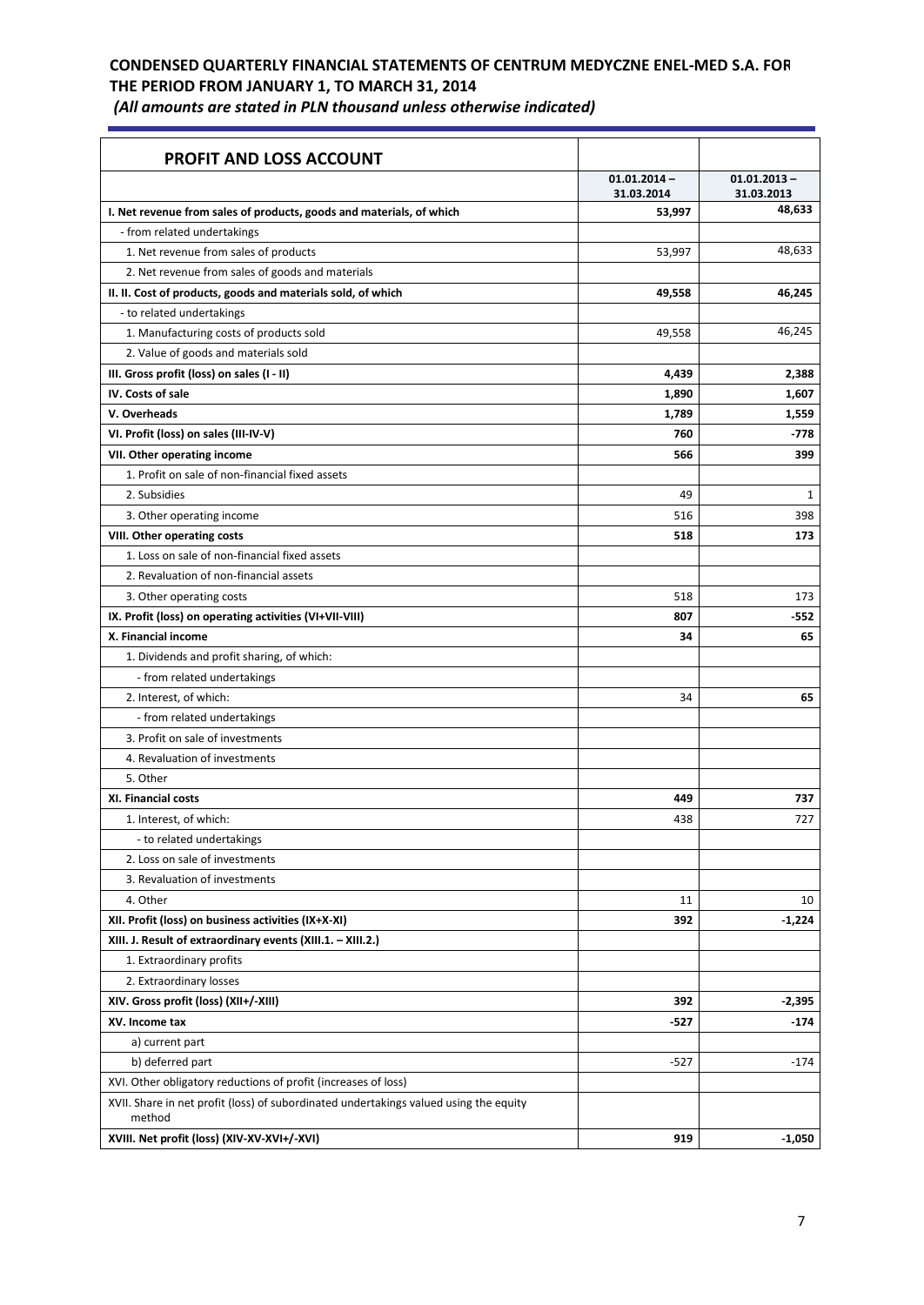# CONDENSED QUARTERLY FINANCIAL STATEMENTS OF CENTRUM MEDYCZNE ENEL-MED S.A. FOR THE PERIOD FROM JANUARY 1, TO MARCH 31, 2014

*(All amounts are stated in PLN thousand unless otherwise indicated)*

| PROFIT AND LOSS ACCOUNT | | |
|---|---|---|
| | 01.01.2014 – 31.03.2014 | 01.01.2013 – 31.03.2013 |
| **I. Net revenue from sales of products, goods and materials, of which** | **53,997** | **48,633** |
| - from related undertakings | | |
| 1. Net revenue from sales of products | 53,997 | 48,633 |
| 2. Net revenue from sales of goods and materials | | |
| **II. II. Cost of products, goods and materials sold, of which** | **49,558** | **46,245** |
| - to related undertakings | | |
| 1. Manufacturing costs of products sold | 49,558 | 46,245 |
| 2. Value of goods and materials sold | | |
| **III. Gross profit (loss) on sales (I - II)** | **4,439** | **2,388** |
| **IV. Costs of sale** | **1,890** | **1,607** |
| **V. Overheads** | **1,789** | **1,559** |
| **VI. Profit (loss) on sales (III-IV-V)** | **760** | **-778** |
| **VII. Other operating income** | **566** | **399** |
| 1. Profit on sale of non-financial fixed assets | | |
| 2. Subsidies | 49 | 1 |
| 3. Other operating income | 516 | 398 |
| **VIII. Other operating costs** | **518** | **173** |
| 1. Loss on sale of non-financial fixed assets | | |
| 2. Revaluation of non-financial assets | | |
| 3. Other operating costs | 518 | 173 |
| **IX. Profit (loss) on operating activities (VI+VII-VIII)** | **807** | **-552** |
| **X. Financial income** | **34** | **65** |
| 1. Dividends and profit sharing, of which: | | |
| - from related undertakings | | |
| 2. Interest, of which: | 34 | **65** |
| - from related undertakings | | |
| 3. Profit on sale of investments | | |
| 4. Revaluation of investments | | |
| 5. Other | | |
| **XI. Financial costs** | **449** | **737** |
| 1. Interest, of which: | 438 | 727 |
| - to related undertakings | | |
| 2. Loss on sale of investments | | |
| 3. Revaluation of investments | | |
| 4. Other | 11 | 10 |
| **XII. Profit (loss) on business activities (IX+X-XI)** | **392** | **-1,224** |
| **XIII. J. Result of extraordinary events (XIII.1. – XIII.2.)** | | |
| 1. Extraordinary profits | | |
| 2. Extraordinary losses | | |
| **XIV. Gross profit (loss) (XII+/-XIII)** | **392** | **-2,395** |
| **XV. Income tax** | **-527** | **-174** |
| a) current part | | |
| b) deferred part | -527 | -174 |
| XVI. Other obligatory reductions of profit (increases of loss) | | |
| XVII. Share in net profit (loss) of subordinated undertakings valued using the equity method | | |
| **XVIII. Net profit (loss) (XIV-XV-XVI+/-XVI)** | **919** | **-1,050** |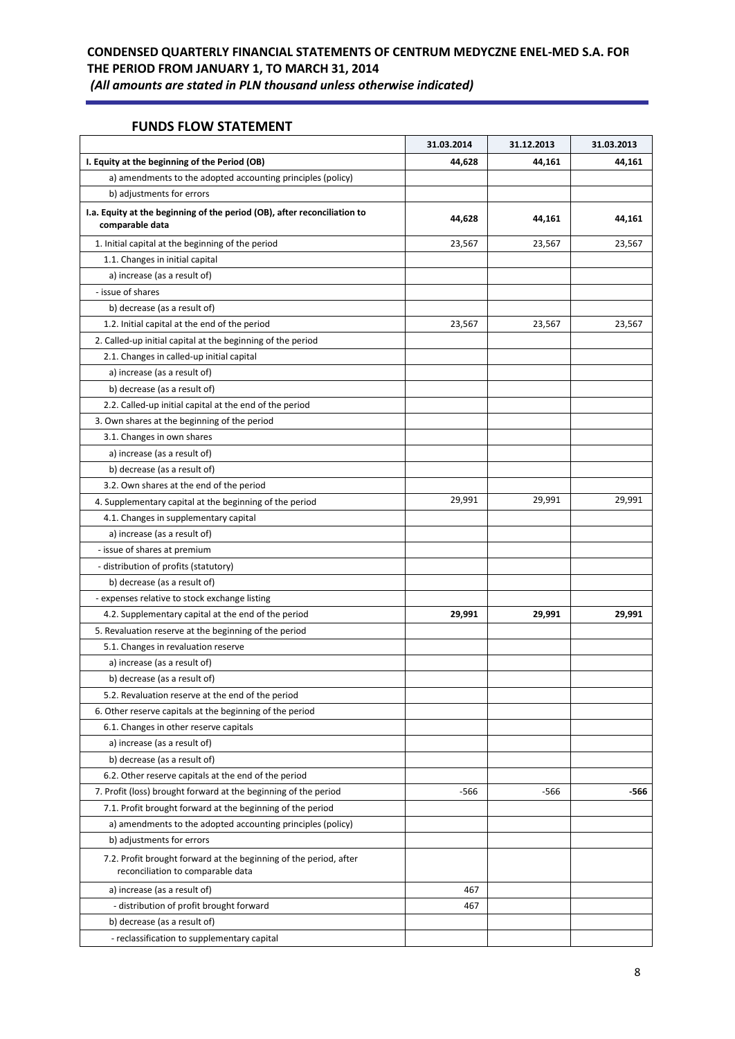## FUNDS FLOW STATEMENT

| | 31.03.2014 | 31.12.2013 | 31.03.2013 |
|---|---|---|---|
| **I. Equity at the beginning of the Period (OB)** | **44,628** | **44,161** | **44,161** |
| a) amendments to the adopted accounting principles (policy) | | | |
| b) adjustments for errors | | | |
| **I.a. Equity at the beginning of the period (OB), after reconciliation to comparable data** | **44,628** | **44,161** | **44,161** |
| 1. Initial capital at the beginning of the period | 23,567 | 23,567 | 23,567 |
| 1.1. Changes in initial capital | | | |
| a) increase (as a result of) | | | |
| - issue of shares | | | |
| b) decrease (as a result of) | | | |
| 1.2. Initial capital at the end of the period | 23,567 | 23,567 | 23,567 |
| 2. Called-up initial capital at the beginning of the period | | | |
| 2.1. Changes in called-up initial capital | | | |
| a) increase (as a result of) | | | |
| b) decrease (as a result of) | | | |
| 2.2. Called-up initial capital at the end of the period | | | |
| 3. Own shares at the beginning of the period | | | |
| 3.1. Changes in own shares | | | |
| a) increase (as a result of) | | | |
| b) decrease (as a result of) | | | |
| 3.2. Own shares at the end of the period | | | |
| 4. Supplementary capital at the beginning of the period | 29,991 | 29,991 | 29,991 |
| 4.1. Changes in supplementary capital | | | |
| a) increase (as a result of) | | | |
| - issue of shares at premium | | | |
| - distribution of profits (statutory) | | | |
| b) decrease (as a result of) | | | |
| - expenses relative to stock exchange listing | | | |
| 4.2. Supplementary capital at the end of the period | **29,991** | **29,991** | **29,991** |
| 5. Revaluation reserve at the beginning of the period | | | |
| 5.1. Changes in revaluation reserve | | | |
| a) increase (as a result of) | | | |
| b) decrease (as a result of) | | | |
| 5.2. Revaluation reserve at the end of the period | | | |
| 6. Other reserve capitals at the beginning of the period | | | |
| 6.1. Changes in other reserve capitals | | | |
| a) increase (as a result of) | | | |
| b) decrease (as a result of) | | | |
| 6.2. Other reserve capitals at the end of the period | | | |
| 7. Profit (loss) brought forward at the beginning of the period | -566 | -566 | **-566** |
| 7.1. Profit brought forward at the beginning of the period | | | |
| a) amendments to the adopted accounting principles (policy) | | | |
| b) adjustments for errors | | | |
| 7.2. Profit brought forward at the beginning of the period, after reconciliation to comparable data | | | |
| a) increase (as a result of) | 467 | | |
| - distribution of profit brought forward | 467 | | |
| b) decrease (as a result of) | | | |
| - reclassification to supplementary capital | | | |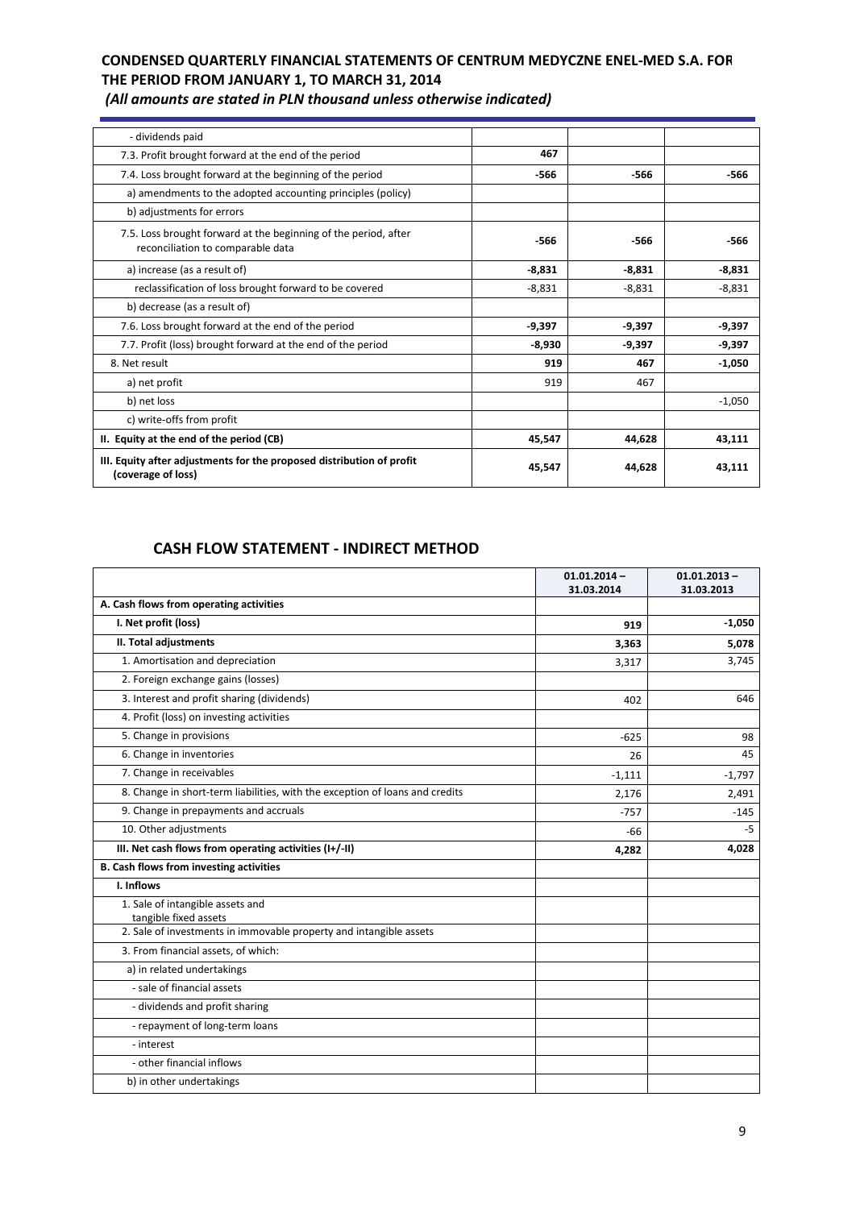| | | | |
|---|---|---|---|
| - dividends paid | | | |
| 7.3. Profit brought forward at the end of the period | **467** | | |
| 7.4. Loss brought forward at the beginning of the period | **-566** | **-566** | **-566** |
| a) amendments to the adopted accounting principles (policy) | | | |
| b) adjustments for errors | | | |
| 7.5. Loss brought forward at the beginning of the period, after reconciliation to comparable data | **-566** | **-566** | **-566** |
| a) increase (as a result of) | **-8,831** | **-8,831** | **-8,831** |
| reclassification of loss brought forward to be covered | -8,831 | -8,831 | -8,831 |
| b) decrease (as a result of) | | | |
| 7.6. Loss brought forward at the end of the period | **-9,397** | **-9,397** | **-9,397** |
| 7.7. Profit (loss) brought forward at the end of the period | **-8,930** | **-9,397** | **-9,397** |
| 8. Net result | **919** | **467** | **-1,050** |
| a) net profit | 919 | 467 | |
| b) net loss | | | -1,050 |
| c) write-offs from profit | | | |
| **II. Equity at the end of the period (CB)** | **45,547** | **44,628** | **43,111** |
| **III. Equity after adjustments for the proposed distribution of profit (coverage of loss)** | **45,547** | **44,628** | **43,111** |

## CASH FLOW STATEMENT - INDIRECT METHOD

| | **01.01.2014 – 31.03.2014** | **01.01.2013 – 31.03.2013** |
|---|---|---|
| **A. Cash flows from operating activities** | | |
| **I. Net profit (loss)** | **919** | **-1,050** |
| **II. Total adjustments** | **3,363** | **5,078** |
| 1. Amortisation and depreciation | 3,317 | 3,745 |
| 2. Foreign exchange gains (losses) | | |
| 3. Interest and profit sharing (dividends) | 402 | 646 |
| 4. Profit (loss) on investing activities | | |
| 5. Change in provisions | -625 | 98 |
| 6. Change in inventories | 26 | 45 |
| 7. Change in receivables | -1,111 | -1,797 |
| 8. Change in short-term liabilities, with the exception of loans and credits | 2,176 | 2,491 |
| 9. Change in prepayments and accruals | -757 | -145 |
| 10. Other adjustments | -66 | -5 |
| **III. Net cash flows from operating activities (I+/-II)** | **4,282** | **4,028** |
| **B. Cash flows from investing activities** | | |
| **I. Inflows** | | |
| 1. Sale of intangible assets and tangible fixed assets | | |
| 2. Sale of investments in immovable property and intangible assets | | |
| 3. From financial assets, of which: | | |
| a) in related undertakings | | |
| - sale of financial assets | | |
| - dividends and profit sharing | | |
| - repayment of long-term loans | | |
| - interest | | |
| - other financial inflows | | |
| b) in other undertakings | | |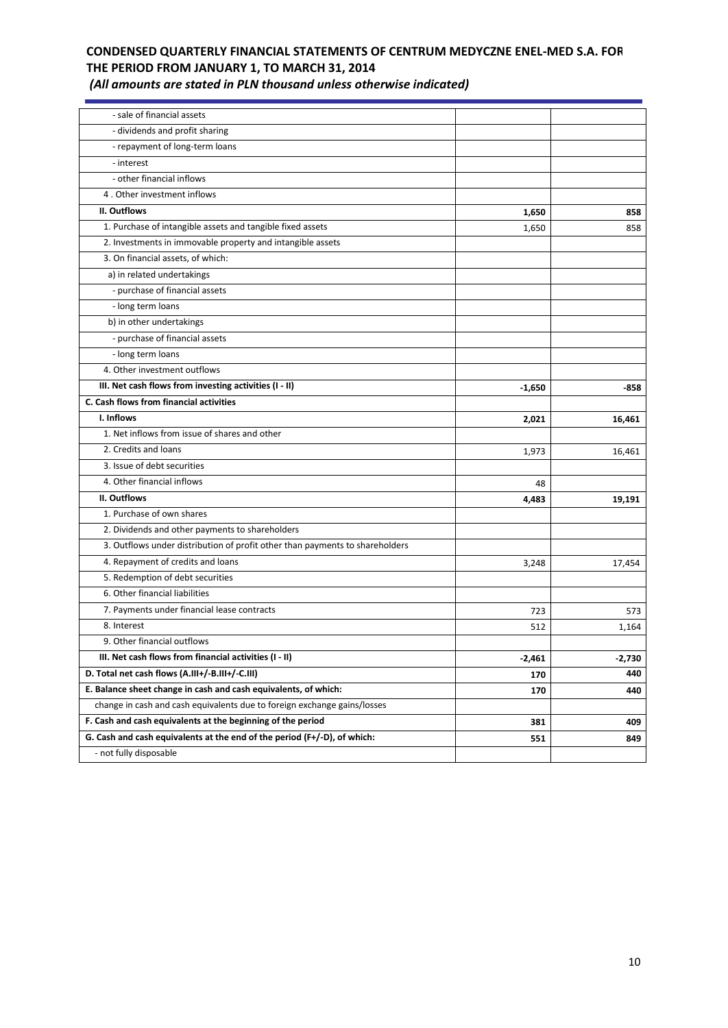| | | |
|---|---|---|
| - sale of financial assets | | |
| - dividends and profit sharing | | |
| - repayment of long-term loans | | |
| - interest | | |
| - other financial inflows | | |
| 4 . Other investment inflows | | |
| **II. Outflows** | **1,650** | **858** |
| 1. Purchase of intangible assets and tangible fixed assets | 1,650 | 858 |
| 2. Investments in immovable property and intangible assets | | |
| 3. On financial assets, of which: | | |
| a) in related undertakings | | |
| - purchase of financial assets | | |
| - long term loans | | |
| b) in other undertakings | | |
| - purchase of financial assets | | |
| - long term loans | | |
| 4. Other investment outflows | | |
| **III. Net cash flows from investing activities (I - II)** | **-1,650** | **-858** |
| **C. Cash flows from financial activities** | | |
| **I. Inflows** | **2,021** | **16,461** |
| 1. Net inflows from issue of shares and other | | |
| 2. Credits and loans | 1,973 | 16,461 |
| 3. Issue of debt securities | | |
| 4. Other financial inflows | 48 | |
| **II. Outflows** | **4,483** | **19,191** |
| 1. Purchase of own shares | | |
| 2. Dividends and other payments to shareholders | | |
| 3. Outflows under distribution of profit other than payments to shareholders | | |
| 4. Repayment of credits and loans | 3,248 | 17,454 |
| 5. Redemption of debt securities | | |
| 6. Other financial liabilities | | |
| 7. Payments under financial lease contracts | 723 | 573 |
| 8. Interest | 512 | 1,164 |
| 9. Other financial outflows | | |
| **III. Net cash flows from financial activities (I - II)** | **-2,461** | **-2,730** |
| **D. Total net cash flows (A.III+/-B.III+/-C.III)** | **170** | **440** |
| **E. Balance sheet change in cash and cash equivalents, of which:** | **170** | **440** |
| change in cash and cash equivalents due to foreign exchange gains/losses | | |
| **F. Cash and cash equivalents at the beginning of the period** | **381** | **409** |
| **G. Cash and cash equivalents at the end of the period (F+/-D), of which:** | **551** | **849** |
| - not fully disposable | | |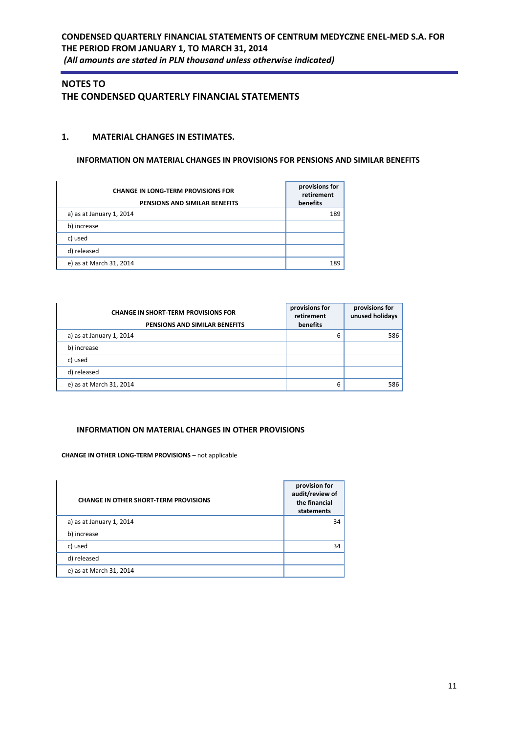# NOTES TO THE CONDENSED QUARTERLY FINANCIAL STATEMENTS

## 1. MATERIAL CHANGES IN ESTIMATES.

### INFORMATION ON MATERIAL CHANGES IN PROVISIONS FOR PENSIONS AND SIMILAR BENEFITS

| CHANGE IN LONG-TERM PROVISIONS FOR PENSIONS AND SIMILAR BENEFITS | provisions for retirement benefits |
|---|---|
| a) as at January 1, 2014 | 189 |
| b) increase | |
| c) used | |
| d) released | |
| e) as at March 31, 2014 | 189 |

| CHANGE IN SHORT-TERM PROVISIONS FOR PENSIONS AND SIMILAR BENEFITS | provisions for retirement benefits | provisions for unused holidays |
|---|---|---|
| a) as at January 1, 2014 | 6 | 586 |
| b) increase | | |
| c) used | | |
| d) released | | |
| e) as at March 31, 2014 | 6 | 586 |

### INFORMATION ON MATERIAL CHANGES IN OTHER PROVISIONS

**CHANGE IN OTHER LONG-TERM PROVISIONS –** not applicable

| CHANGE IN OTHER SHORT-TERM PROVISIONS | provision for audit/review of the financial statements |
|---|---|
| a) as at January 1, 2014 | 34 |
| b) increase | |
| c) used | 34 |
| d) released | |
| e) as at March 31, 2014 | |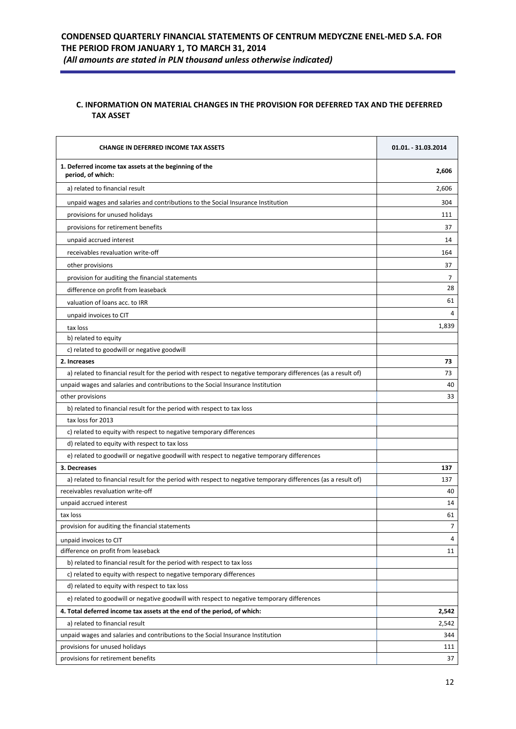## C. INFORMATION ON MATERIAL CHANGES IN THE PROVISION FOR DEFERRED TAX AND THE DEFERRED TAX ASSET

| CHANGE IN DEFERRED INCOME TAX ASSETS | 01.01. - 31.03.2014 |
|---|---|
| **1. Deferred income tax assets at the beginning of the period, of which:** | **2,606** |
| a) related to financial result | 2,606 |
| unpaid wages and salaries and contributions to the Social Insurance Institution | 304 |
| provisions for unused holidays | 111 |
| provisions for retirement benefits | 37 |
| unpaid accrued interest | 14 |
| receivables revaluation write-off | 164 |
| other provisions | 37 |
| provision for auditing the financial statements | 7 |
| difference on profit from leaseback | 28 |
| valuation of loans acc. to IRR | 61 |
| unpaid invoices to CIT | 4 |
| tax loss | 1,839 |
| b) related to equity | |
| c) related to goodwill or negative goodwill | |
| **2. Increases** | **73** |
| a) related to financial result for the period with respect to negative temporary differences (as a result of) | 73 |
| unpaid wages and salaries and contributions to the Social Insurance Institution | 40 |
| other provisions | 33 |
| b) related to financial result for the period with respect to tax loss | |
| tax loss for 2013 | |
| c) related to equity with respect to negative temporary differences | |
| d) related to equity with respect to tax loss | |
| e) related to goodwill or negative goodwill with respect to negative temporary differences | |
| **3. Decreases** | **137** |
| a) related to financial result for the period with respect to negative temporary differences (as a result of) | 137 |
| receivables revaluation write-off | 40 |
| unpaid accrued interest | 14 |
| tax loss | 61 |
| provision for auditing the financial statements | 7 |
| unpaid invoices to CIT | 4 |
| difference on profit from leaseback | 11 |
| b) related to financial result for the period with respect to tax loss | |
| c) related to equity with respect to negative temporary differences | |
| d) related to equity with respect to tax loss | |
| e) related to goodwill or negative goodwill with respect to negative temporary differences | |
| **4. Total deferred income tax assets at the end of the period, of which:** | **2,542** |
| a) related to financial result | 2,542 |
| unpaid wages and salaries and contributions to the Social Insurance Institution | 344 |
| provisions for unused holidays | 111 |
| provisions for retirement benefits | 37 |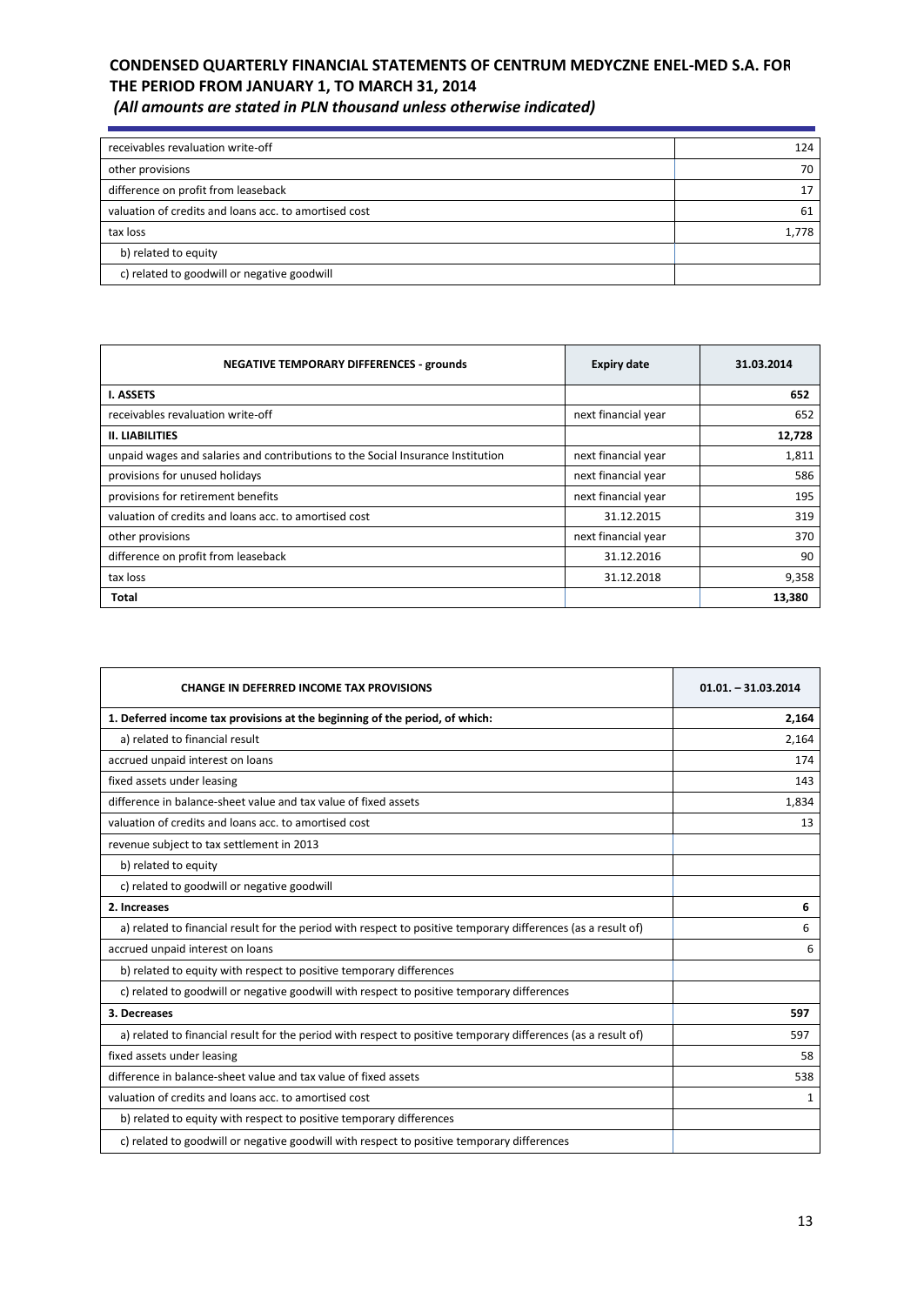| | |
|---|---|
| receivables revaluation write-off | 124 |
| other provisions | 70 |
| difference on profit from leaseback | 17 |
| valuation of credits and loans acc. to amortised cost | 61 |
| tax loss | 1,778 |
| b) related to equity | |
| c) related to goodwill or negative goodwill | |

| NEGATIVE TEMPORARY DIFFERENCES - grounds | Expiry date | 31.03.2014 |
|---|---|---|
| **I. ASSETS** | | **652** |
| receivables revaluation write-off | next financial year | 652 |
| **II. LIABILITIES** | | **12,728** |
| unpaid wages and salaries and contributions to the Social Insurance Institution | next financial year | 1,811 |
| provisions for unused holidays | next financial year | 586 |
| provisions for retirement benefits | next financial year | 195 |
| valuation of credits and loans acc. to amortised cost | 31.12.2015 | 319 |
| other provisions | next financial year | 370 |
| difference on profit from leaseback | 31.12.2016 | 90 |
| tax loss | 31.12.2018 | 9,358 |
| **Total** | | **13,380** |

| CHANGE IN DEFERRED INCOME TAX PROVISIONS | 01.01. – 31.03.2014 |
|---|---|
| **1. Deferred income tax provisions at the beginning of the period, of which:** | **2,164** |
| a) related to financial result | 2,164 |
| accrued unpaid interest on loans | 174 |
| fixed assets under leasing | 143 |
| difference in balance-sheet value and tax value of fixed assets | 1,834 |
| valuation of credits and loans acc. to amortised cost | 13 |
| revenue subject to tax settlement in 2013 | |
| b) related to equity | |
| c) related to goodwill or negative goodwill | |
| **2. Increases** | **6** |
| a) related to financial result for the period with respect to positive temporary differences (as a result of) | 6 |
| accrued unpaid interest on loans | 6 |
| b) related to equity with respect to positive temporary differences | |
| c) related to goodwill or negative goodwill with respect to positive temporary differences | |
| **3. Decreases** | **597** |
| a) related to financial result for the period with respect to positive temporary differences (as a result of) | 597 |
| fixed assets under leasing | 58 |
| difference in balance-sheet value and tax value of fixed assets | 538 |
| valuation of credits and loans acc. to amortised cost | 1 |
| b) related to equity with respect to positive temporary differences | |
| c) related to goodwill or negative goodwill with respect to positive temporary differences | |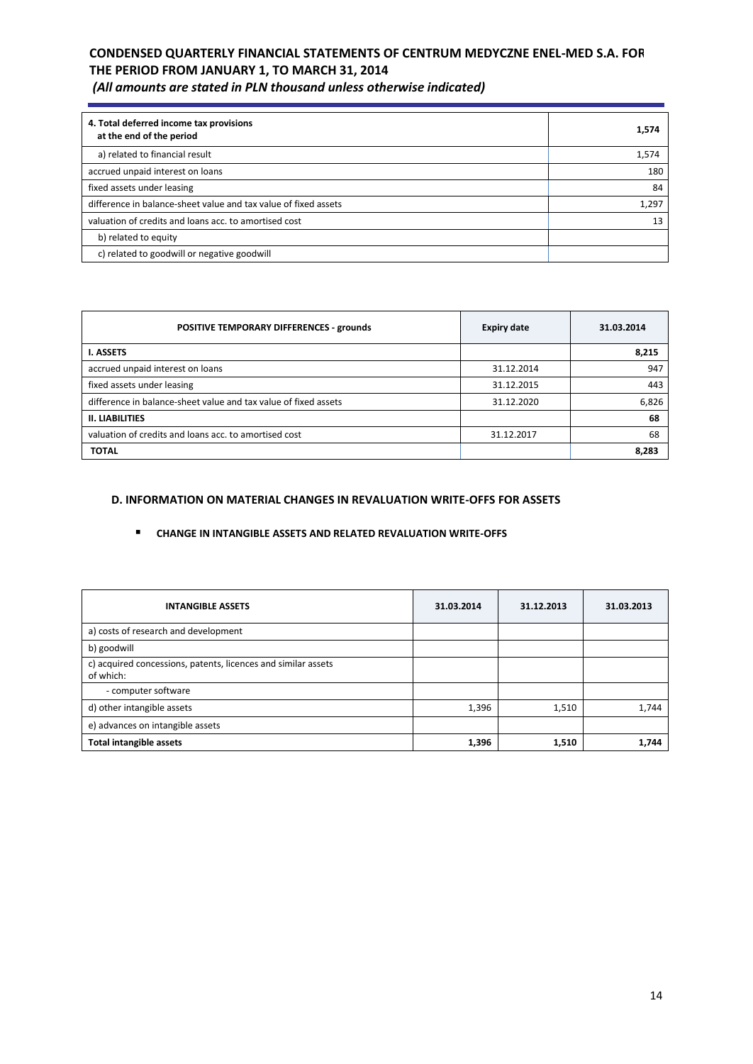| 4. Total deferred income tax provisions at the end of the period | 1,574 |
|---|---|
| a) related to financial result | 1,574 |
| accrued unpaid interest on loans | 180 |
| fixed assets under leasing | 84 |
| difference in balance-sheet value and tax value of fixed assets | 1,297 |
| valuation of credits and loans acc. to amortised cost | 13 |
| b) related to equity | |
| c) related to goodwill or negative goodwill | |

| POSITIVE TEMPORARY DIFFERENCES - grounds | Expiry date | 31.03.2014 |
|---|---|---|
| **I. ASSETS** | | **8,215** |
| accrued unpaid interest on loans | 31.12.2014 | 947 |
| fixed assets under leasing | 31.12.2015 | 443 |
| difference in balance-sheet value and tax value of fixed assets | 31.12.2020 | 6,826 |
| **II. LIABILITIES** | | **68** |
| valuation of credits and loans acc. to amortised cost | 31.12.2017 | 68 |
| **TOTAL** | | **8,283** |

## D. INFORMATION ON MATERIAL CHANGES IN REVALUATION WRITE-OFFS FOR ASSETS

- **CHANGE IN INTANGIBLE ASSETS AND RELATED REVALUATION WRITE-OFFS**

| INTANGIBLE ASSETS | 31.03.2014 | 31.12.2013 | 31.03.2013 |
|---|---|---|---|
| a) costs of research and development | | | |
| b) goodwill | | | |
| c) acquired concessions, patents, licences and similar assets of which: | | | |
| - computer software | | | |
| d) other intangible assets | 1,396 | 1,510 | 1,744 |
| e) advances on intangible assets | | | |
| **Total intangible assets** | **1,396** | **1,510** | **1,744** |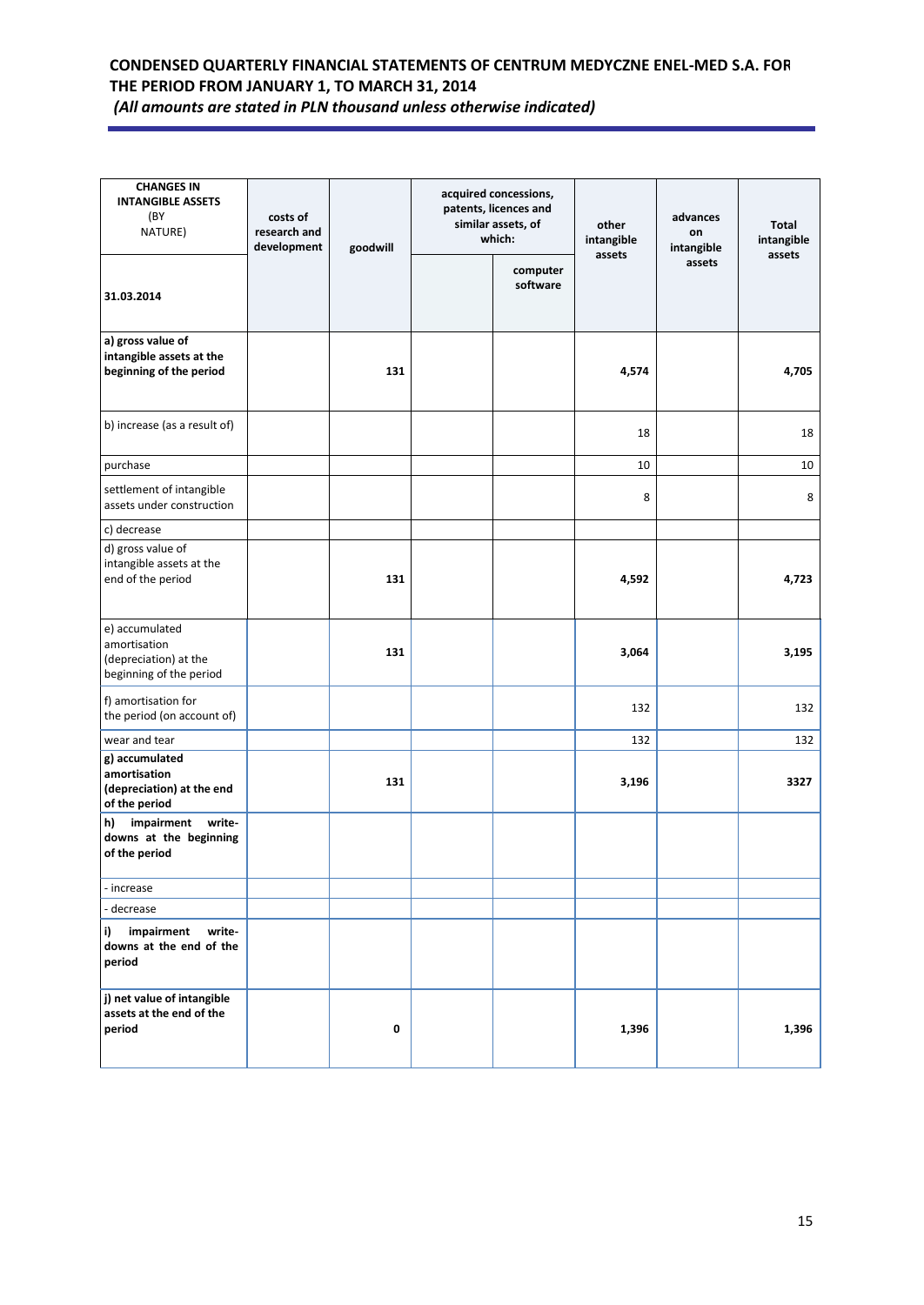| CHANGES IN INTANGIBLE ASSETS (BY NATURE) | costs of research and development | goodwill | acquired concessions, patents, licences and similar assets, of which: | | other intangible assets | advances on intangible assets | Total intangible assets |
|---|---|---|---|---|---|---|---|
| **31.03.2014** | | | | computer software | | | |
| **a) gross value of intangible assets at the beginning of the period** | | **131** | | | **4,574** | | **4,705** |
| b) increase (as a result of) | | | | | 18 | | 18 |
| purchase | | | | | 10 | | 10 |
| settlement of intangible assets under construction | | | | | 8 | | 8 |
| c) decrease | | | | | | | |
| d) gross value of intangible assets at the end of the period | | **131** | | | **4,592** | | **4,723** |
| e) accumulated amortisation (depreciation) at the beginning of the period | | **131** | | | **3,064** | | **3,195** |
| f) amortisation for the period (on account of) | | | | | 132 | | 132 |
| wear and tear | | | | | 132 | | 132 |
| **g) accumulated amortisation (depreciation) at the end of the period** | | **131** | | | **3,196** | | **3327** |
| **h) impairment write-downs at the beginning of the period** | | | | | | | |
| - increase | | | | | | | |
| - decrease | | | | | | | |
| **i) impairment write-downs at the end of the period** | | | | | | | |
| **j) net value of intangible assets at the end of the period** | | **0** | | | **1,396** | | **1,396** |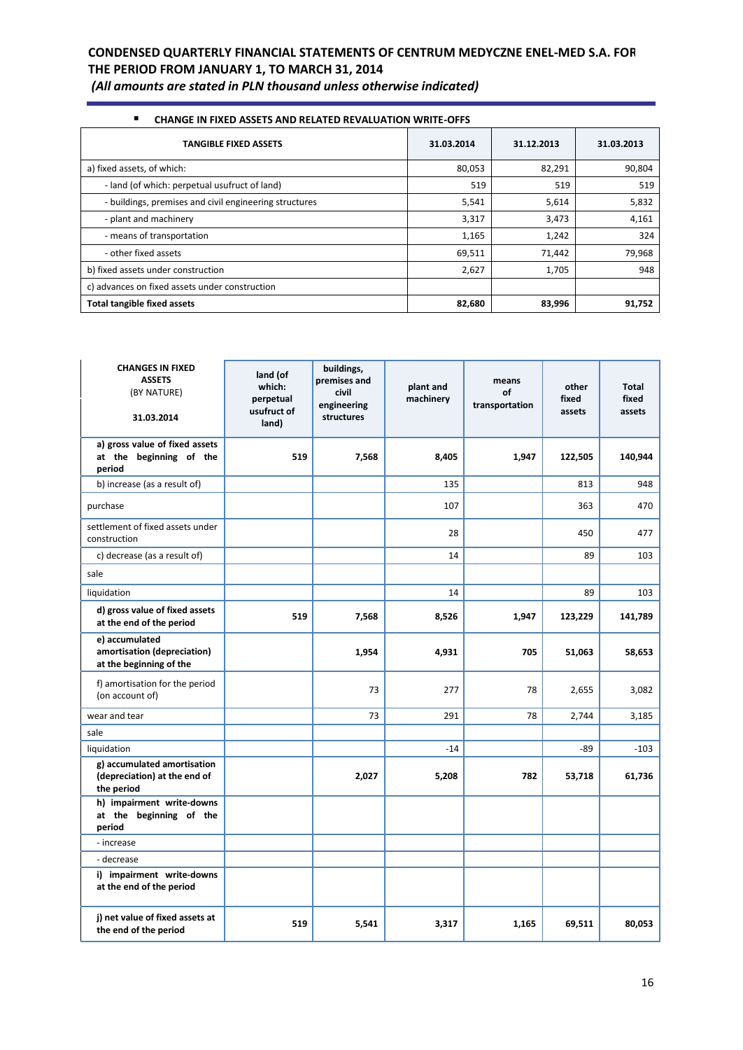# CONDENSED QUARTERLY FINANCIAL STATEMENTS OF CENTRUM MEDYCZNE ENEL-MED S.A. FOR THE PERIOD FROM JANUARY 1, TO MARCH 31, 2014

*(All amounts are stated in PLN thousand unless otherwise indicated)*

- **CHANGE IN FIXED ASSETS AND RELATED REVALUATION WRITE-OFFS**

| TANGIBLE FIXED ASSETS | 31.03.2014 | 31.12.2013 | 31.03.2013 |
|---|---|---|---|
| a) fixed assets, of which: | 80,053 | 82,291 | 90,804 |
| - land (of which: perpetual usufruct of land) | 519 | 519 | 519 |
| - buildings, premises and civil engineering structures | 5,541 | 5,614 | 5,832 |
| - plant and machinery | 3,317 | 3,473 | 4,161 |
| - means of transportation | 1,165 | 1,242 | 324 |
| - other fixed assets | 69,511 | 71,442 | 79,968 |
| b) fixed assets under construction | 2,627 | 1,705 | 948 |
| c) advances on fixed assets under construction | | | |
| **Total tangible fixed assets** | **82,680** | **83,996** | **91,752** |

| **CHANGES IN FIXED ASSETS** (BY NATURE) **31.03.2014** | **land (of which: perpetual usufruct of land)** | **buildings, premises and civil engineering structures** | **plant and machinery** | **means of transportation** | **other fixed assets** | **Total fixed assets** |
|---|---|---|---|---|---|---|
| **a) gross value of fixed assets at the beginning of the period** | **519** | **7,568** | **8,405** | **1,947** | **122,505** | **140,944** |
| b) increase (as a result of) | | | 135 | | 813 | 948 |
| purchase | | | 107 | | 363 | 470 |
| settlement of fixed assets under construction | | | 28 | | 450 | 477 |
| c) decrease (as a result of) | | | 14 | | 89 | 103 |
| sale | | | | | | |
| liquidation | | | 14 | | 89 | 103 |
| **d) gross value of fixed assets at the end of the period** | **519** | **7,568** | **8,526** | **1,947** | **123,229** | **141,789** |
| **e) accumulated amortisation (depreciation) at the beginning of the** | | **1,954** | **4,931** | **705** | **51,063** | **58,653** |
| f) amortisation for the period (on account of) | | 73 | 277 | 78 | 2,655 | 3,082 |
| wear and tear | | 73 | 291 | 78 | 2,744 | 3,185 |
| sale | | | | | | |
| liquidation | | | -14 | | -89 | -103 |
| **g) accumulated amortisation (depreciation) at the end of the period** | | **2,027** | **5,208** | **782** | **53,718** | **61,736** |
| **h) impairment write-downs at the beginning of the period** | | | | | | |
| - increase | | | | | | |
| - decrease | | | | | | |
| **i) impairment write-downs at the end of the period** | | | | | | |
| **j) net value of fixed assets at the end of the period** | **519** | **5,541** | **3,317** | **1,165** | **69,511** | **80,053** |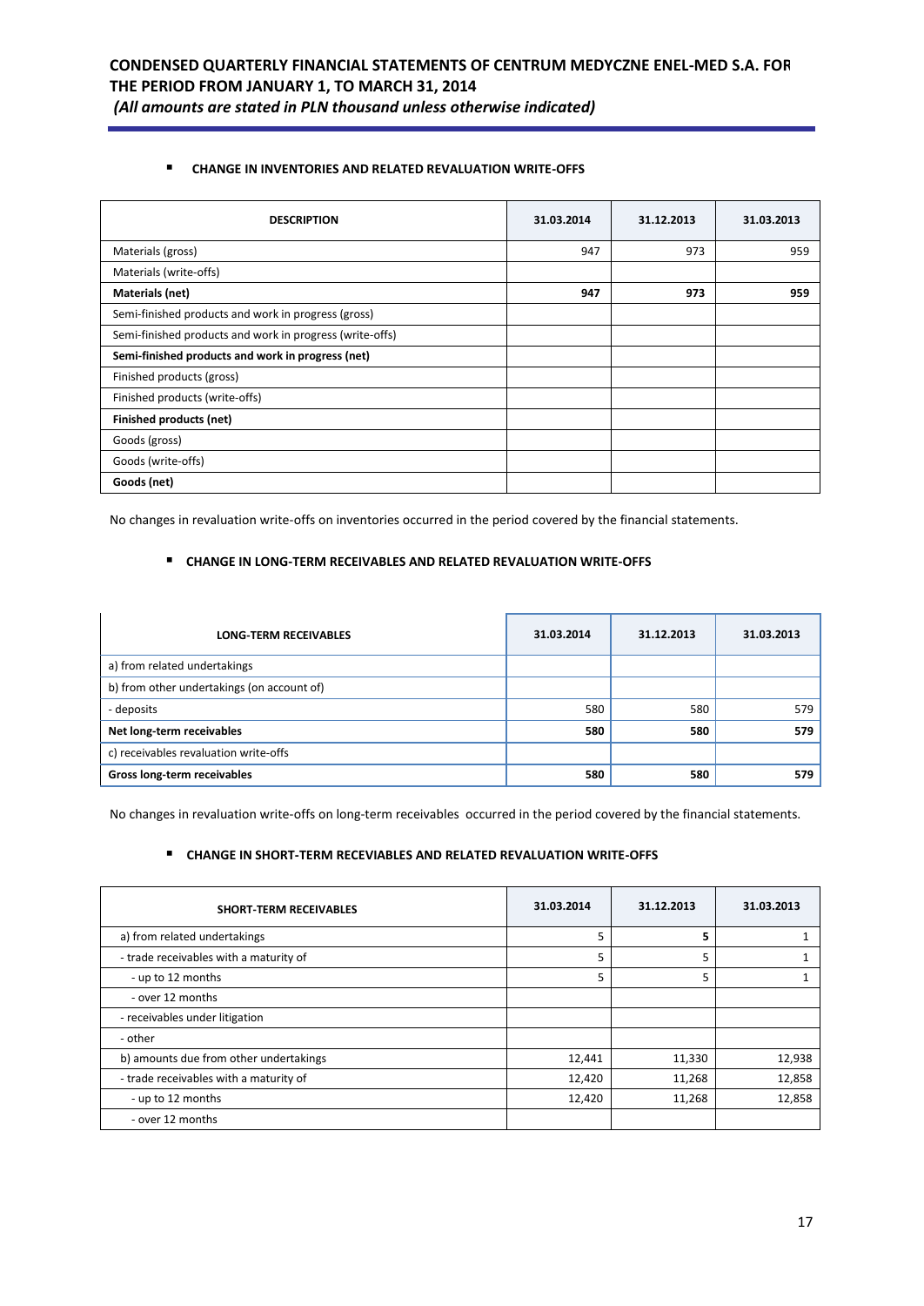- **CHANGE IN INVENTORIES AND RELATED REVALUATION WRITE-OFFS**

| DESCRIPTION | 31.03.2014 | 31.12.2013 | 31.03.2013 |
|---|---|---|---|
| Materials (gross) | 947 | 973 | 959 |
| Materials (write-offs) | | | |
| **Materials (net)** | **947** | **973** | **959** |
| Semi-finished products and work in progress (gross) | | | |
| Semi-finished products and work in progress (write-offs) | | | |
| **Semi-finished products and work in progress (net)** | | | |
| Finished products (gross) | | | |
| Finished products (write-offs) | | | |
| **Finished products (net)** | | | |
| Goods (gross) | | | |
| Goods (write-offs) | | | |
| **Goods (net)** | | | |

No changes in revaluation write-offs on inventories occurred in the period covered by the financial statements.

- **CHANGE IN LONG-TERM RECEIVABLES AND RELATED REVALUATION WRITE-OFFS**

| LONG-TERM RECEIVABLES | 31.03.2014 | 31.12.2013 | 31.03.2013 |
|---|---|---|---|
| a) from related undertakings | | | |
| b) from other undertakings (on account of) | | | |
| - deposits | 580 | 580 | 579 |
| **Net long-term receivables** | **580** | **580** | **579** |
| c) receivables revaluation write-offs | | | |
| **Gross long-term receivables** | **580** | **580** | **579** |

No changes in revaluation write-offs on long-term receivables occurred in the period covered by the financial statements.

- **CHANGE IN SHORT-TERM RECEIVABLES AND RELATED REVALUATION WRITE-OFFS**

| SHORT-TERM RECEIVABLES | 31.03.2014 | 31.12.2013 | 31.03.2013 |
|---|---|---|---|
| a) from related undertakings | 5 | **5** | 1 |
| - trade receivables with a maturity of | 5 | 5 | 1 |
| - up to 12 months | 5 | 5 | 1 |
| - over 12 months | | | |
| - receivables under litigation | | | |
| - other | | | |
| b) amounts due from other undertakings | 12,441 | 11,330 | 12,938 |
| - trade receivables with a maturity of | 12,420 | 11,268 | 12,858 |
| - up to 12 months | 12,420 | 11,268 | 12,858 |
| - over 12 months | | | |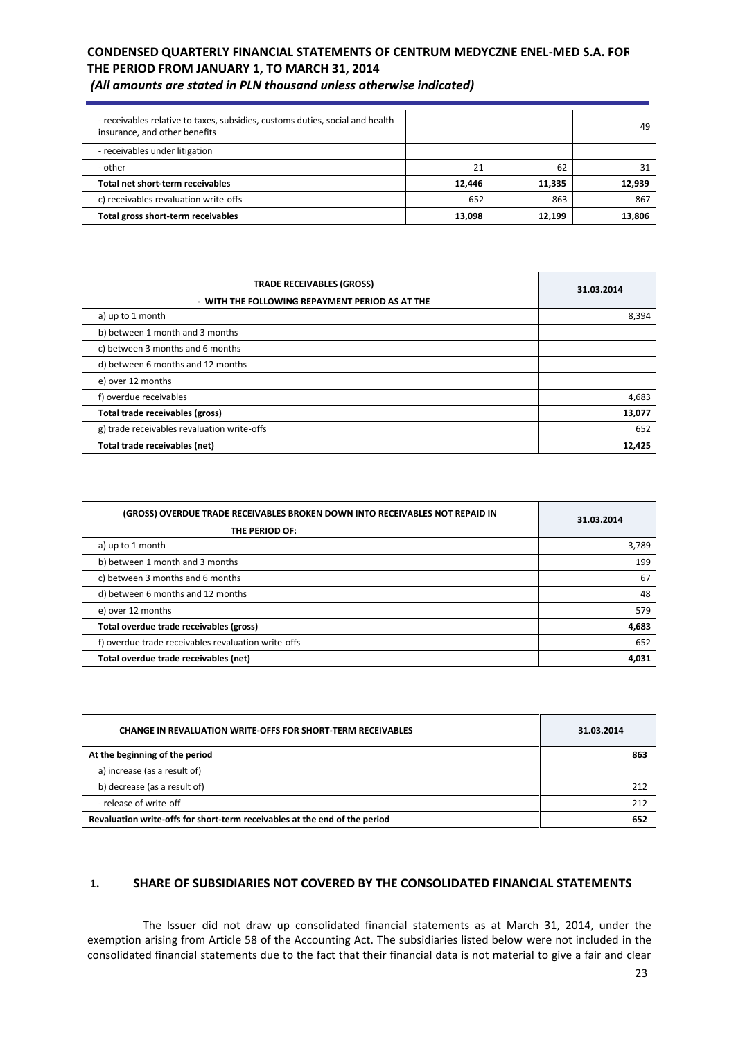| | | | |
|---|---|---|---|
| - receivables relative to taxes, subsidies, customs duties, social and health insurance, and other benefits | | | 49 |
| - receivables under litigation | | | |
| - other | 21 | 62 | 31 |
| **Total net short-term receivables** | **12,446** | **11,335** | **12,939** |
| c) receivables revaluation write-offs | 652 | 863 | 867 |
| **Total gross short-term receivables** | **13,098** | **12,199** | **13,806** |

| **TRADE RECEIVABLES (GROSS)**<br>**- WITH THE FOLLOWING REPAYMENT PERIOD AS AT THE** | **31.03.2014** |
|---|---|
| a) up to 1 month | 8,394 |
| b) between 1 month and 3 months | |
| c) between 3 months and 6 months | |
| d) between 6 months and 12 months | |
| e) over 12 months | |
| f) overdue receivables | 4,683 |
| **Total trade receivables (gross)** | **13,077** |
| g) trade receivables revaluation write-offs | 652 |
| **Total trade receivables (net)** | **12,425** |

| **(GROSS) OVERDUE TRADE RECEIVABLES BROKEN DOWN INTO RECEIVABLES NOT REPAID IN THE PERIOD OF:** | **31.03.2014** |
|---|---|
| a) up to 1 month | 3,789 |
| b) between 1 month and 3 months | 199 |
| c) between 3 months and 6 months | 67 |
| d) between 6 months and 12 months | 48 |
| e) over 12 months | 579 |
| **Total overdue trade receivables (gross)** | **4,683** |
| f) overdue trade receivables revaluation write-offs | 652 |
| **Total overdue trade receivables (net)** | **4,031** |

| **CHANGE IN REVALUATION WRITE-OFFS FOR SHORT-TERM RECEIVABLES** | **31.03.2014** |
|---|---|
| **At the beginning of the period** | **863** |
| a) increase (as a result of) | |
| b) decrease (as a result of) | 212 |
| - release of write-off | 212 |
| **Revaluation write-offs for short-term receivables at the end of the period** | **652** |

## 1. SHARE OF SUBSIDIARIES NOT COVERED BY THE CONSOLIDATED FINANCIAL STATEMENTS

The Issuer did not draw up consolidated financial statements as at March 31, 2014, under the exemption arising from Article 58 of the Accounting Act. The subsidiaries listed below were not included in the consolidated financial statements due to the fact that their financial data is not material to give a fair and clear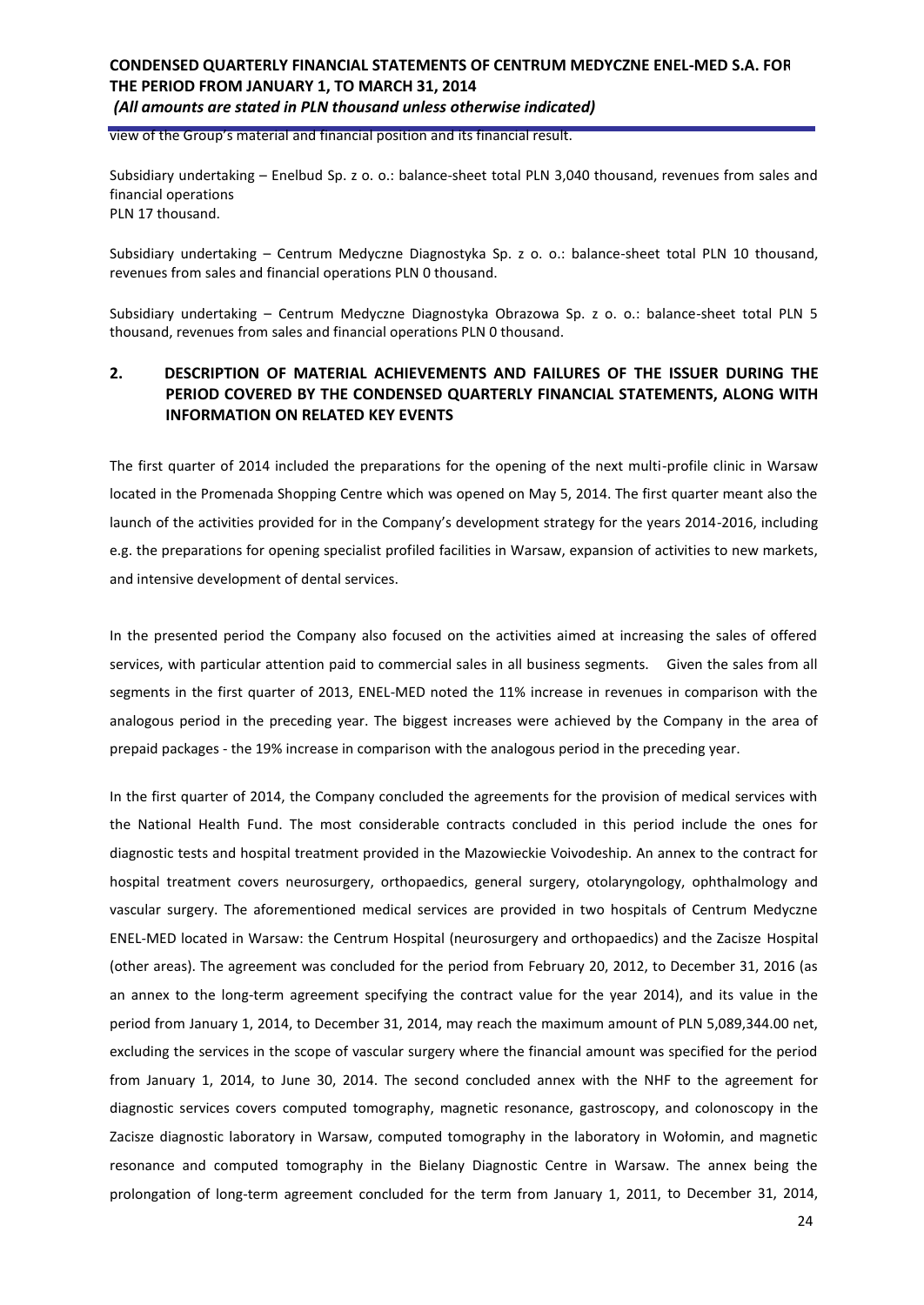view of the Group's material and financial position and its financial result.

Subsidiary undertaking – Enelbud Sp. z o. o.: balance-sheet total PLN 3,040 thousand, revenues from sales and financial operations
PLN 17 thousand.

Subsidiary undertaking – Centrum Medyczne Diagnostyka Sp. z o. o.: balance-sheet total PLN 10 thousand, revenues from sales and financial operations PLN 0 thousand.

Subsidiary undertaking – Centrum Medyczne Diagnostyka Obrazowa Sp. z o. o.: balance-sheet total PLN 5 thousand, revenues from sales and financial operations PLN 0 thousand.

## 2. DESCRIPTION OF MATERIAL ACHIEVEMENTS AND FAILURES OF THE ISSUER DURING THE PERIOD COVERED BY THE CONDENSED QUARTERLY FINANCIAL STATEMENTS, ALONG WITH INFORMATION ON RELATED KEY EVENTS

The first quarter of 2014 included the preparations for the opening of the next multi-profile clinic in Warsaw located in the Promenada Shopping Centre which was opened on May 5, 2014. The first quarter meant also the launch of the activities provided for in the Company's development strategy for the years 2014-2016, including e.g. the preparations for opening specialist profiled facilities in Warsaw, expansion of activities to new markets, and intensive development of dental services.

In the presented period the Company also focused on the activities aimed at increasing the sales of offered services, with particular attention paid to commercial sales in all business segments. Given the sales from all segments in the first quarter of 2013, ENEL-MED noted the 11% increase in revenues in comparison with the analogous period in the preceding year. The biggest increases were achieved by the Company in the area of prepaid packages - the 19% increase in comparison with the analogous period in the preceding year.

In the first quarter of 2014, the Company concluded the agreements for the provision of medical services with the National Health Fund. The most considerable contracts concluded in this period include the ones for diagnostic tests and hospital treatment provided in the Mazowieckie Voivodeship. An annex to the contract for hospital treatment covers neurosurgery, orthopaedics, general surgery, otolaryngology, ophthalmology and vascular surgery. The aforementioned medical services are provided in two hospitals of Centrum Medyczne ENEL-MED located in Warsaw: the Centrum Hospital (neurosurgery and orthopaedics) and the Zacisze Hospital (other areas). The agreement was concluded for the period from February 20, 2012, to December 31, 2016 (as an annex to the long-term agreement specifying the contract value for the year 2014), and its value in the period from January 1, 2014, to December 31, 2014, may reach the maximum amount of PLN 5,089,344.00 net, excluding the services in the scope of vascular surgery where the financial amount was specified for the period from January 1, 2014, to June 30, 2014. The second concluded annex with the NHF to the agreement for diagnostic services covers computed tomography, magnetic resonance, gastroscopy, and colonoscopy in the Zacisze diagnostic laboratory in Warsaw, computed tomography in the laboratory in Wołomin, and magnetic resonance and computed tomography in the Bielany Diagnostic Centre in Warsaw. The annex being the prolongation of long-term agreement concluded for the term from January 1, 2011, to December 31, 2014,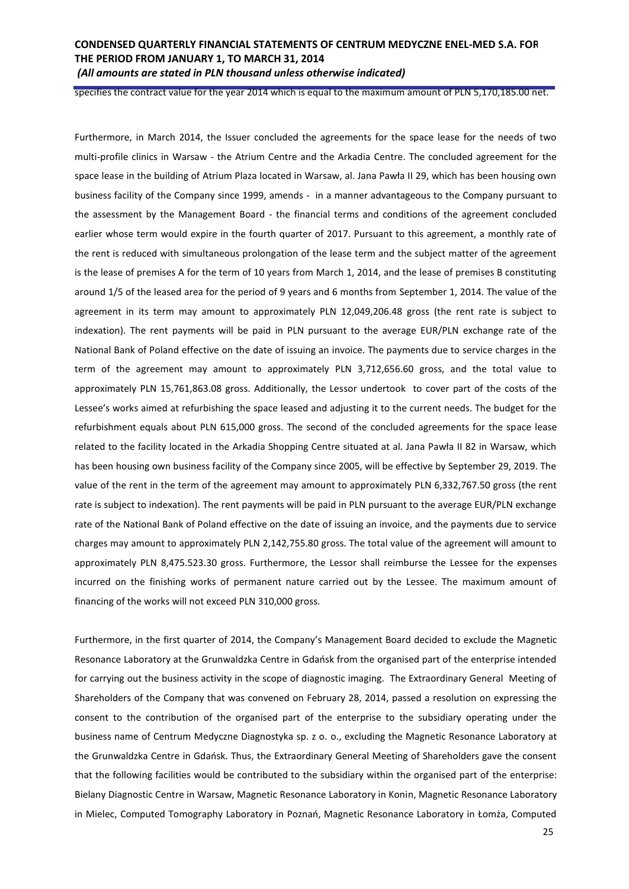specifies the contract value for the year 2014 which is equal to the maximum amount of PLN 5,170,185.00 net.

Furthermore, in March 2014, the Issuer concluded the agreements for the space lease for the needs of two multi-profile clinics in Warsaw - the Atrium Centre and the Arkadia Centre. The concluded agreement for the space lease in the building of Atrium Plaza located in Warsaw, al. Jana Pawła II 29, which has been housing own business facility of the Company since 1999, amends - in a manner advantageous to the Company pursuant to the assessment by the Management Board - the financial terms and conditions of the agreement concluded earlier whose term would expire in the fourth quarter of 2017. Pursuant to this agreement, a monthly rate of the rent is reduced with simultaneous prolongation of the lease term and the subject matter of the agreement is the lease of premises A for the term of 10 years from March 1, 2014, and the lease of premises B constituting around 1/5 of the leased area for the period of 9 years and 6 months from September 1, 2014. The value of the agreement in its term may amount to approximately PLN 12,049,206.48 gross (the rent rate is subject to indexation). The rent payments will be paid in PLN pursuant to the average EUR/PLN exchange rate of the National Bank of Poland effective on the date of issuing an invoice. The payments due to service charges in the term of the agreement may amount to approximately PLN 3,712,656.60 gross, and the total value to approximately PLN 15,761,863.08 gross. Additionally, the Lessor undertook to cover part of the costs of the Lessee's works aimed at refurbishing the space leased and adjusting it to the current needs. The budget for the refurbishment equals about PLN 615,000 gross. The second of the concluded agreements for the space lease related to the facility located in the Arkadia Shopping Centre situated at al. Jana Pawła II 82 in Warsaw, which has been housing own business facility of the Company since 2005, will be effective by September 29, 2019. The value of the rent in the term of the agreement may amount to approximately PLN 6,332,767.50 gross (the rent rate is subject to indexation). The rent payments will be paid in PLN pursuant to the average EUR/PLN exchange rate of the National Bank of Poland effective on the date of issuing an invoice, and the payments due to service charges may amount to approximately PLN 2,142,755.80 gross. The total value of the agreement will amount to approximately PLN 8,475.523.30 gross. Furthermore, the Lessor shall reimburse the Lessee for the expenses incurred on the finishing works of permanent nature carried out by the Lessee. The maximum amount of financing of the works will not exceed PLN 310,000 gross.

Furthermore, in the first quarter of 2014, the Company's Management Board decided to exclude the Magnetic Resonance Laboratory at the Grunwaldzka Centre in Gdańsk from the organised part of the enterprise intended for carrying out the business activity in the scope of diagnostic imaging. The Extraordinary General Meeting of Shareholders of the Company that was convened on February 28, 2014, passed a resolution on expressing the consent to the contribution of the organised part of the enterprise to the subsidiary operating under the business name of Centrum Medyczne Diagnostyka sp. z o. o., excluding the Magnetic Resonance Laboratory at the Grunwaldzka Centre in Gdańsk. Thus, the Extraordinary General Meeting of Shareholders gave the consent that the following facilities would be contributed to the subsidiary within the organised part of the enterprise: Bielany Diagnostic Centre in Warsaw, Magnetic Resonance Laboratory in Konin, Magnetic Resonance Laboratory in Mielec, Computed Tomography Laboratory in Poznań, Magnetic Resonance Laboratory in Łomża, Computed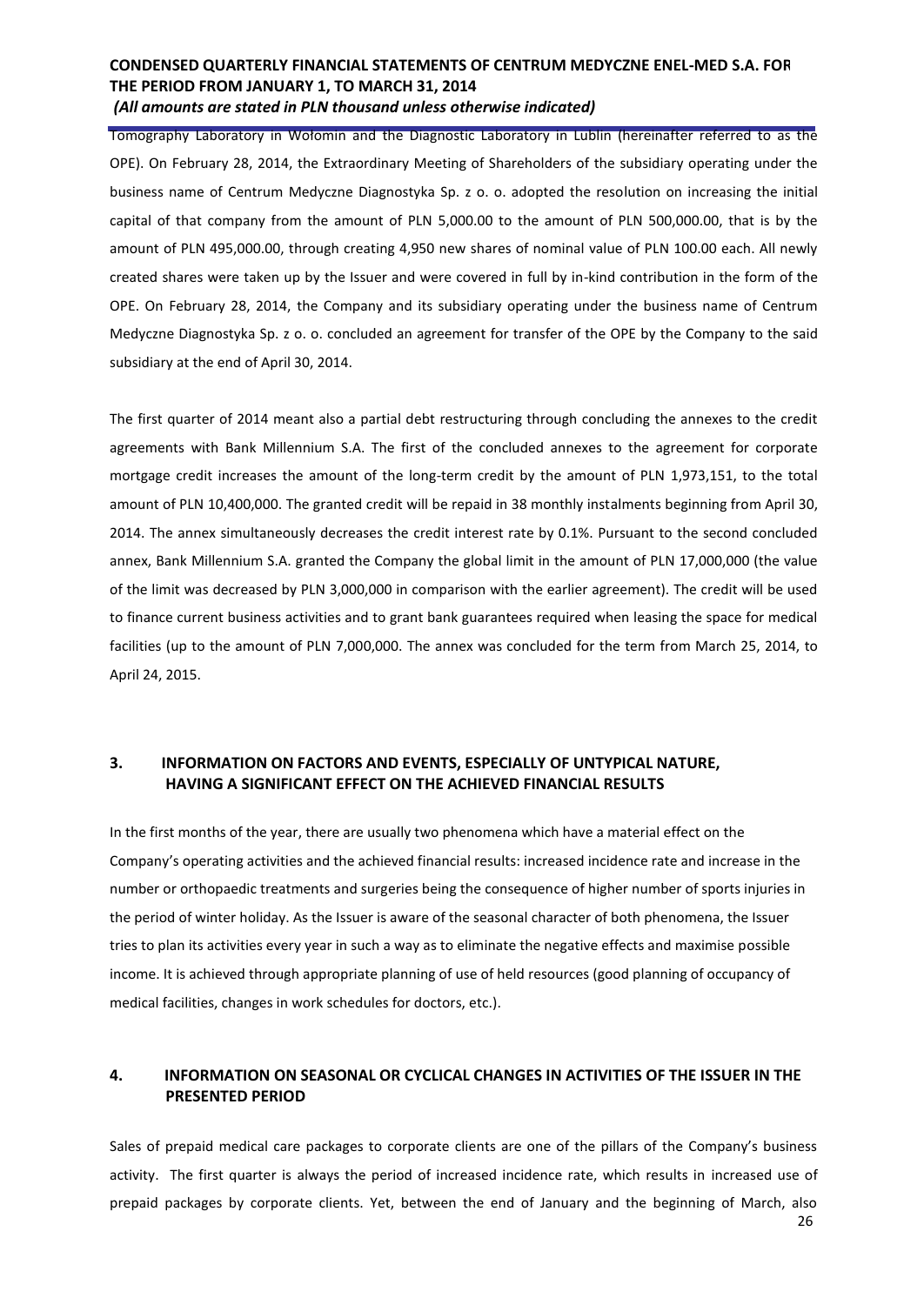Tomography Laboratory in Wołomin and the Diagnostic Laboratory in Lublin (hereinafter referred to as the OPE). On February 28, 2014, the Extraordinary Meeting of Shareholders of the subsidiary operating under the business name of Centrum Medyczne Diagnostyka Sp. z o. o. adopted the resolution on increasing the initial capital of that company from the amount of PLN 5,000.00 to the amount of PLN 500,000.00, that is by the amount of PLN 495,000.00, through creating 4,950 new shares of nominal value of PLN 100.00 each. All newly created shares were taken up by the Issuer and were covered in full by in-kind contribution in the form of the OPE. On February 28, 2014, the Company and its subsidiary operating under the business name of Centrum Medyczne Diagnostyka Sp. z o. o. concluded an agreement for transfer of the OPE by the Company to the said subsidiary at the end of April 30, 2014.

The first quarter of 2014 meant also a partial debt restructuring through concluding the annexes to the credit agreements with Bank Millennium S.A. The first of the concluded annexes to the agreement for corporate mortgage credit increases the amount of the long-term credit by the amount of PLN 1,973,151, to the total amount of PLN 10,400,000. The granted credit will be repaid in 38 monthly instalments beginning from April 30, 2014. The annex simultaneously decreases the credit interest rate by 0.1%. Pursuant to the second concluded annex, Bank Millennium S.A. granted the Company the global limit in the amount of PLN 17,000,000 (the value of the limit was decreased by PLN 3,000,000 in comparison with the earlier agreement). The credit will be used to finance current business activities and to grant bank guarantees required when leasing the space for medical facilities (up to the amount of PLN 7,000,000. The annex was concluded for the term from March 25, 2014, to April 24, 2015.

## 3. INFORMATION ON FACTORS AND EVENTS, ESPECIALLY OF UNTYPICAL NATURE, HAVING A SIGNIFICANT EFFECT ON THE ACHIEVED FINANCIAL RESULTS

In the first months of the year, there are usually two phenomena which have a material effect on the Company's operating activities and the achieved financial results: increased incidence rate and increase in the number or orthopaedic treatments and surgeries being the consequence of higher number of sports injuries in the period of winter holiday. As the Issuer is aware of the seasonal character of both phenomena, the Issuer tries to plan its activities every year in such a way as to eliminate the negative effects and maximise possible income. It is achieved through appropriate planning of use of held resources (good planning of occupancy of medical facilities, changes in work schedules for doctors, etc.).

## 4. INFORMATION ON SEASONAL OR CYCLICAL CHANGES IN ACTIVITIES OF THE ISSUER IN THE PRESENTED PERIOD

Sales of prepaid medical care packages to corporate clients are one of the pillars of the Company's business activity. The first quarter is always the period of increased incidence rate, which results in increased use of prepaid packages by corporate clients. Yet, between the end of January and the beginning of March, also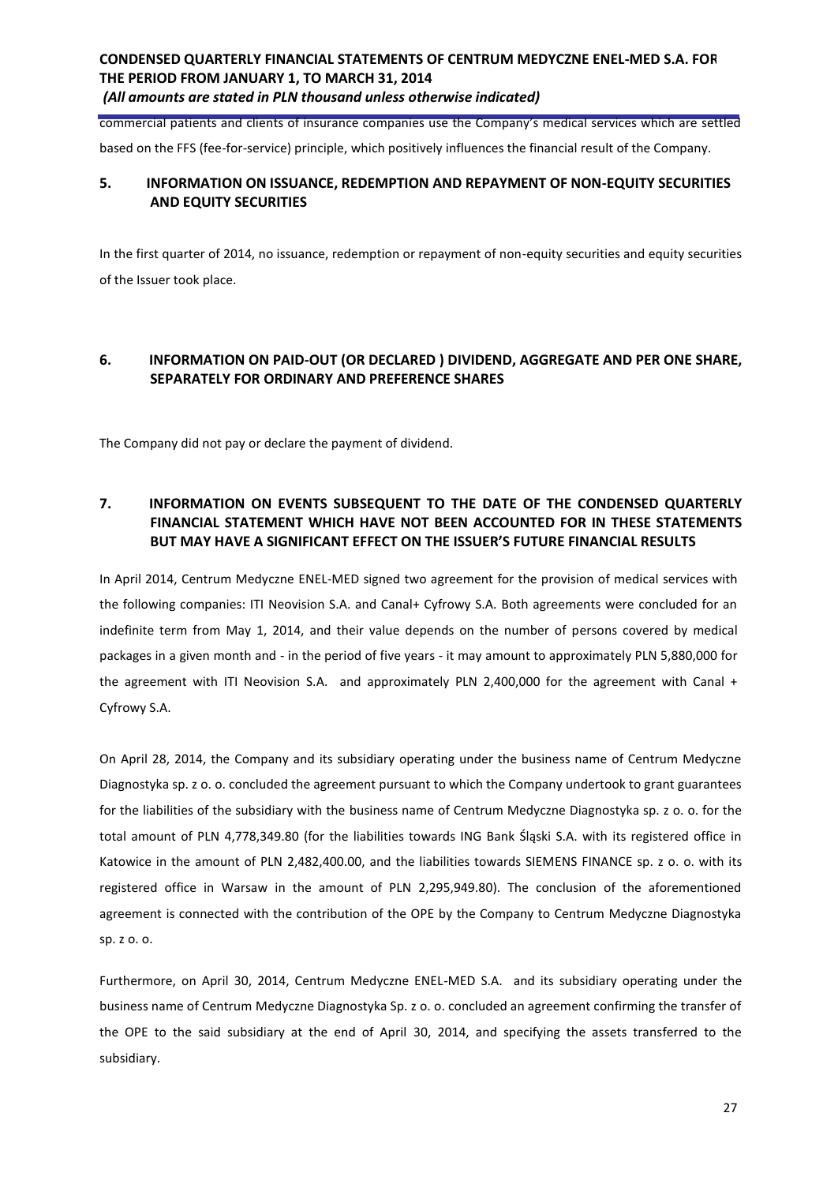commercial patients and clients of insurance companies use the Company's medical services which are settled based on the FFS (fee-for-service) principle, which positively influences the financial result of the Company.

## 5. INFORMATION ON ISSUANCE, REDEMPTION AND REPAYMENT OF NON-EQUITY SECURITIES AND EQUITY SECURITIES

In the first quarter of 2014, no issuance, redemption or repayment of non-equity securities and equity securities of the Issuer took place.

## 6. INFORMATION ON PAID-OUT (OR DECLARED ) DIVIDEND, AGGREGATE AND PER ONE SHARE, SEPARATELY FOR ORDINARY AND PREFERENCE SHARES

The Company did not pay or declare the payment of dividend.

## 7. INFORMATION ON EVENTS SUBSEQUENT TO THE DATE OF THE CONDENSED QUARTERLY FINANCIAL STATEMENT WHICH HAVE NOT BEEN ACCOUNTED FOR IN THESE STATEMENTS BUT MAY HAVE A SIGNIFICANT EFFECT ON THE ISSUER'S FUTURE FINANCIAL RESULTS

In April 2014, Centrum Medyczne ENEL-MED signed two agreement for the provision of medical services with the following companies: ITI Neovision S.A. and Canal+ Cyfrowy S.A. Both agreements were concluded for an indefinite term from May 1, 2014, and their value depends on the number of persons covered by medical packages in a given month and - in the period of five years - it may amount to approximately PLN 5,880,000 for the agreement with ITI Neovision S.A. and approximately PLN 2,400,000 for the agreement with Canal + Cyfrowy S.A.

On April 28, 2014, the Company and its subsidiary operating under the business name of Centrum Medyczne Diagnostyka sp. z o. o. concluded the agreement pursuant to which the Company undertook to grant guarantees for the liabilities of the subsidiary with the business name of Centrum Medyczne Diagnostyka sp. z o. o. for the total amount of PLN 4,778,349.80 (for the liabilities towards ING Bank Śląski S.A. with its registered office in Katowice in the amount of PLN 2,482,400.00, and the liabilities towards SIEMENS FINANCE sp. z o. o. with its registered office in Warsaw in the amount of PLN 2,295,949.80). The conclusion of the aforementioned agreement is connected with the contribution of the OPE by the Company to Centrum Medyczne Diagnostyka sp. z o. o.

Furthermore, on April 30, 2014, Centrum Medyczne ENEL-MED S.A. and its subsidiary operating under the business name of Centrum Medyczne Diagnostyka Sp. z o. o. concluded an agreement confirming the transfer of the OPE to the said subsidiary at the end of April 30, 2014, and specifying the assets transferred to the subsidiary.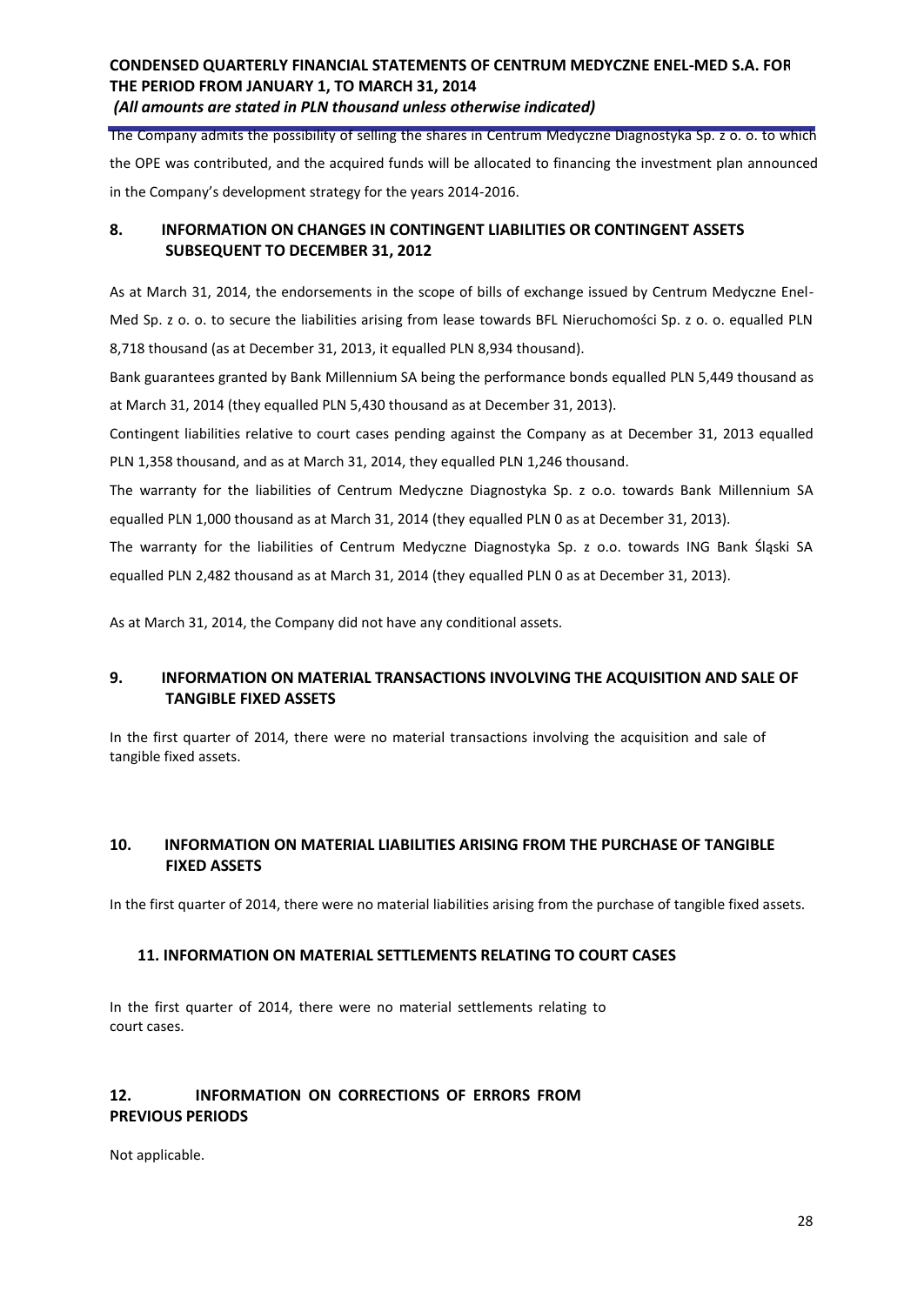The Company admits the possibility of selling the shares in Centrum Medyczne Diagnostyka Sp. z o. o. to which the OPE was contributed, and the acquired funds will be allocated to financing the investment plan announced in the Company's development strategy for the years 2014-2016.

## 8. INFORMATION ON CHANGES IN CONTINGENT LIABILITIES OR CONTINGENT ASSETS SUBSEQUENT TO DECEMBER 31, 2012

As at March 31, 2014, the endorsements in the scope of bills of exchange issued by Centrum Medyczne Enel-Med Sp. z o. o. to secure the liabilities arising from lease towards BFL Nieruchomości Sp. z o. o. equalled PLN 8,718 thousand (as at December 31, 2013, it equalled PLN 8,934 thousand).

Bank guarantees granted by Bank Millennium SA being the performance bonds equalled PLN 5,449 thousand as at March 31, 2014 (they equalled PLN 5,430 thousand as at December 31, 2013).

Contingent liabilities relative to court cases pending against the Company as at December 31, 2013 equalled PLN 1,358 thousand, and as at March 31, 2014, they equalled PLN 1,246 thousand.

The warranty for the liabilities of Centrum Medyczne Diagnostyka Sp. z o.o. towards Bank Millennium SA equalled PLN 1,000 thousand as at March 31, 2014 (they equalled PLN 0 as at December 31, 2013).

The warranty for the liabilities of Centrum Medyczne Diagnostyka Sp. z o.o. towards ING Bank Śląski SA equalled PLN 2,482 thousand as at March 31, 2014 (they equalled PLN 0 as at December 31, 2013).

As at March 31, 2014, the Company did not have any conditional assets.

## 9. INFORMATION ON MATERIAL TRANSACTIONS INVOLVING THE ACQUISITION AND SALE OF TANGIBLE FIXED ASSETS

In the first quarter of 2014, there were no material transactions involving the acquisition and sale of tangible fixed assets.

## 10. INFORMATION ON MATERIAL LIABILITIES ARISING FROM THE PURCHASE OF TANGIBLE FIXED ASSETS

In the first quarter of 2014, there were no material liabilities arising from the purchase of tangible fixed assets.

## 11. INFORMATION ON MATERIAL SETTLEMENTS RELATING TO COURT CASES

In the first quarter of 2014, there were no material settlements relating to court cases.

## 12. INFORMATION ON CORRECTIONS OF ERRORS FROM PREVIOUS PERIODS

Not applicable.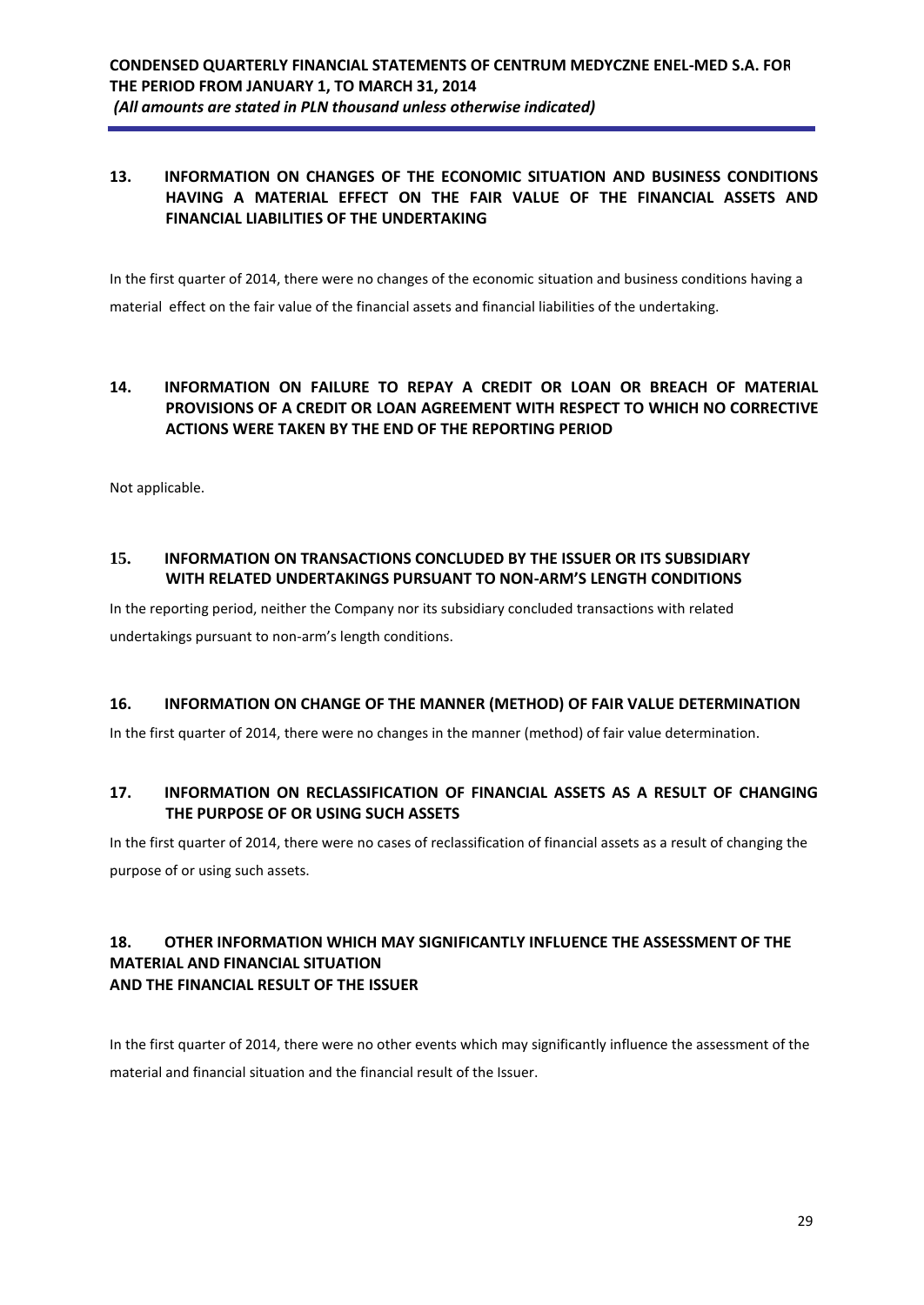## 13. INFORMATION ON CHANGES OF THE ECONOMIC SITUATION AND BUSINESS CONDITIONS HAVING A MATERIAL EFFECT ON THE FAIR VALUE OF THE FINANCIAL ASSETS AND FINANCIAL LIABILITIES OF THE UNDERTAKING

In the first quarter of 2014, there were no changes of the economic situation and business conditions having a material effect on the fair value of the financial assets and financial liabilities of the undertaking.

## 14. INFORMATION ON FAILURE TO REPAY A CREDIT OR LOAN OR BREACH OF MATERIAL PROVISIONS OF A CREDIT OR LOAN AGREEMENT WITH RESPECT TO WHICH NO CORRECTIVE ACTIONS WERE TAKEN BY THE END OF THE REPORTING PERIOD

Not applicable.

## 15. INFORMATION ON TRANSACTIONS CONCLUDED BY THE ISSUER OR ITS SUBSIDIARY WITH RELATED UNDERTAKINGS PURSUANT TO NON-ARM'S LENGTH CONDITIONS

In the reporting period, neither the Company nor its subsidiary concluded transactions with related undertakings pursuant to non-arm's length conditions.

## 16. INFORMATION ON CHANGE OF THE MANNER (METHOD) OF FAIR VALUE DETERMINATION

In the first quarter of 2014, there were no changes in the manner (method) of fair value determination.

## 17. INFORMATION ON RECLASSIFICATION OF FINANCIAL ASSETS AS A RESULT OF CHANGING THE PURPOSE OF OR USING SUCH ASSETS

In the first quarter of 2014, there were no cases of reclassification of financial assets as a result of changing the purpose of or using such assets.

## 18. OTHER INFORMATION WHICH MAY SIGNIFICANTLY INFLUENCE THE ASSESSMENT OF THE MATERIAL AND FINANCIAL SITUATION AND THE FINANCIAL RESULT OF THE ISSUER

In the first quarter of 2014, there were no other events which may significantly influence the assessment of the material and financial situation and the financial result of the Issuer.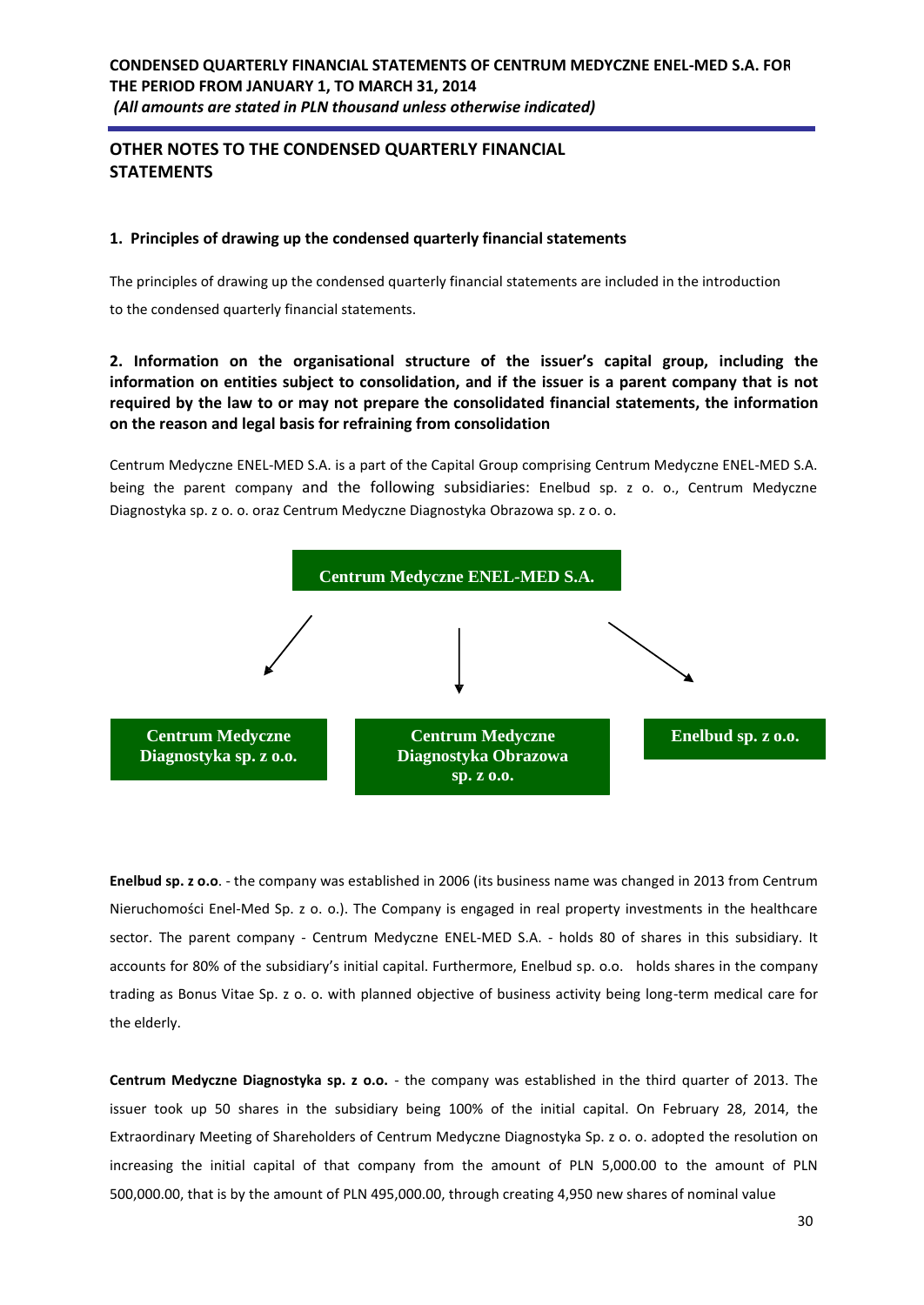## OTHER NOTES TO THE CONDENSED QUARTERLY FINANCIAL STATEMENTS

### 1. Principles of drawing up the condensed quarterly financial statements

The principles of drawing up the condensed quarterly financial statements are included in the introduction to the condensed quarterly financial statements.

### 2. Information on the organisational structure of the issuer's capital group, including the information on entities subject to consolidation, and if the issuer is a parent company that is not required by the law to or may not prepare the consolidated financial statements, the information on the reason and legal basis for refraining from consolidation

Centrum Medyczne ENEL-MED S.A. is a part of the Capital Group comprising Centrum Medyczne ENEL-MED S.A. being the parent company and the following subsidiaries: Enelbud sp. z o. o., Centrum Medyczne Diagnostyka sp. z o. o. oraz Centrum Medyczne Diagnostyka Obrazowa sp. z o. o.

**Centrum Medyczne ENEL-MED S.A.**

- **Centrum Medyczne Diagnostyka sp. z o.o.**
- **Centrum Medyczne Diagnostyka Obrazowa sp. z o.o.**
- **Enelbud sp. z o.o.**

**Enelbud sp. z o.o**. - the company was established in 2006 (its business name was changed in 2013 from Centrum Nieruchomości Enel-Med Sp. z o. o.). The Company is engaged in real property investments in the healthcare sector. The parent company - Centrum Medyczne ENEL-MED S.A. - holds 80 of shares in this subsidiary. It accounts for 80% of the subsidiary's initial capital. Furthermore, Enelbud sp. o.o. holds shares in the company trading as Bonus Vitae Sp. z o. o. with planned objective of business activity being long-term medical care for the elderly.

**Centrum Medyczne Diagnostyka sp. z o.o.** - the company was established in the third quarter of 2013. The issuer took up 50 shares in the subsidiary being 100% of the initial capital. On February 28, 2014, the Extraordinary Meeting of Shareholders of Centrum Medyczne Diagnostyka Sp. z o. o. adopted the resolution on increasing the initial capital of that company from the amount of PLN 5,000.00 to the amount of PLN 500,000.00, that is by the amount of PLN 495,000.00, through creating 4,950 new shares of nominal value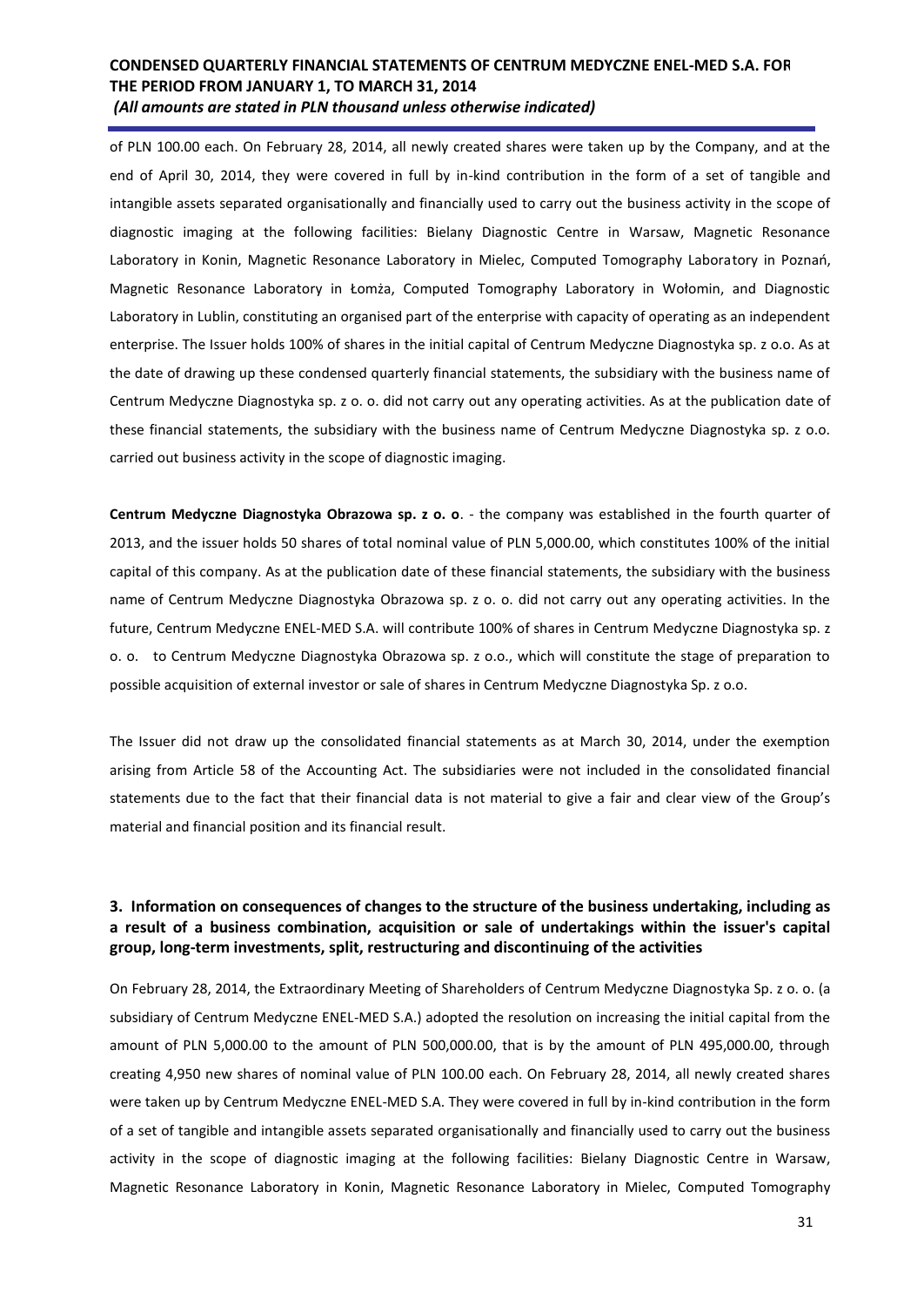of PLN 100.00 each. On February 28, 2014, all newly created shares were taken up by the Company, and at the end of April 30, 2014, they were covered in full by in-kind contribution in the form of a set of tangible and intangible assets separated organisationally and financially used to carry out the business activity in the scope of diagnostic imaging at the following facilities: Bielany Diagnostic Centre in Warsaw, Magnetic Resonance Laboratory in Konin, Magnetic Resonance Laboratory in Mielec, Computed Tomography Laboratory in Poznań, Magnetic Resonance Laboratory in Łomża, Computed Tomography Laboratory in Wołomin, and Diagnostic Laboratory in Lublin, constituting an organised part of the enterprise with capacity of operating as an independent enterprise. The Issuer holds 100% of shares in the initial capital of Centrum Medyczne Diagnostyka sp. z o.o. As at the date of drawing up these condensed quarterly financial statements, the subsidiary with the business name of Centrum Medyczne Diagnostyka sp. z o. o. did not carry out any operating activities. As at the publication date of these financial statements, the subsidiary with the business name of Centrum Medyczne Diagnostyka sp. z o.o. carried out business activity in the scope of diagnostic imaging.

**Centrum Medyczne Diagnostyka Obrazowa sp. z o. o**. - the company was established in the fourth quarter of 2013, and the issuer holds 50 shares of total nominal value of PLN 5,000.00, which constitutes 100% of the initial capital of this company. As at the publication date of these financial statements, the subsidiary with the business name of Centrum Medyczne Diagnostyka Obrazowa sp. z o. o. did not carry out any operating activities. In the future, Centrum Medyczne ENEL-MED S.A. will contribute 100% of shares in Centrum Medyczne Diagnostyka sp. z o. o. to Centrum Medyczne Diagnostyka Obrazowa sp. z o.o., which will constitute the stage of preparation to possible acquisition of external investor or sale of shares in Centrum Medyczne Diagnostyka Sp. z o.o.

The Issuer did not draw up the consolidated financial statements as at March 30, 2014, under the exemption arising from Article 58 of the Accounting Act. The subsidiaries were not included in the consolidated financial statements due to the fact that their financial data is not material to give a fair and clear view of the Group's material and financial position and its financial result.

## 3. Information on consequences of changes to the structure of the business undertaking, including as a result of a business combination, acquisition or sale of undertakings within the issuer's capital group, long-term investments, split, restructuring and discontinuing of the activities

On February 28, 2014, the Extraordinary Meeting of Shareholders of Centrum Medyczne Diagnostyka Sp. z o. o. (a subsidiary of Centrum Medyczne ENEL-MED S.A.) adopted the resolution on increasing the initial capital from the amount of PLN 5,000.00 to the amount of PLN 500,000.00, that is by the amount of PLN 495,000.00, through creating 4,950 new shares of nominal value of PLN 100.00 each. On February 28, 2014, all newly created shares were taken up by Centrum Medyczne ENEL-MED S.A. They were covered in full by in-kind contribution in the form of a set of tangible and intangible assets separated organisationally and financially used to carry out the business activity in the scope of diagnostic imaging at the following facilities: Bielany Diagnostic Centre in Warsaw, Magnetic Resonance Laboratory in Konin, Magnetic Resonance Laboratory in Mielec, Computed Tomography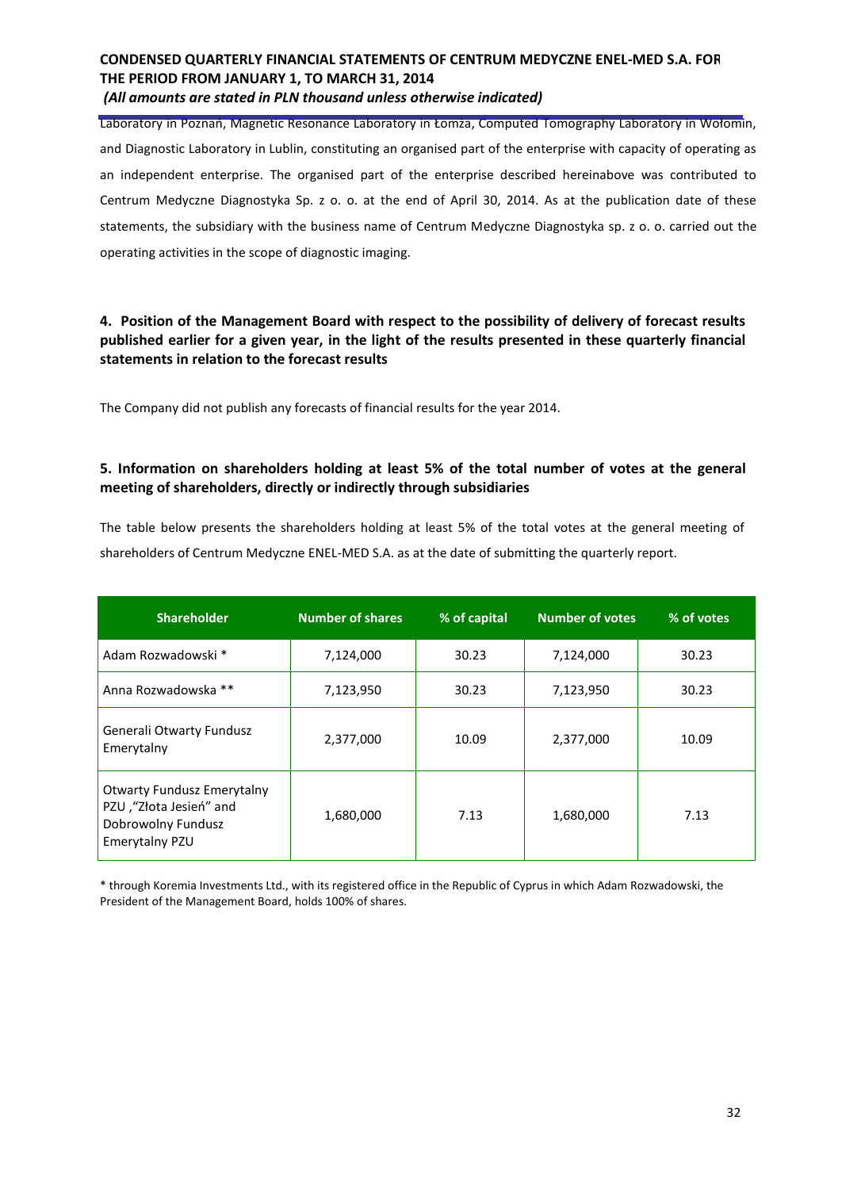Laboratory in Poznań, Magnetic Resonance Laboratory in Łomża, Computed Tomography Laboratory in Wołomin, and Diagnostic Laboratory in Lublin, constituting an organised part of the enterprise with capacity of operating as an independent enterprise. The organised part of the enterprise described hereinabove was contributed to Centrum Medyczne Diagnostyka Sp. z o. o. at the end of April 30, 2014. As at the publication date of these statements, the subsidiary with the business name of Centrum Medyczne Diagnostyka sp. z o. o. carried out the operating activities in the scope of diagnostic imaging.

## 4. Position of the Management Board with respect to the possibility of delivery of forecast results published earlier for a given year, in the light of the results presented in these quarterly financial statements in relation to the forecast results

The Company did not publish any forecasts of financial results for the year 2014.

## 5. Information on shareholders holding at least 5% of the total number of votes at the general meeting of shareholders, directly or indirectly through subsidiaries

The table below presents the shareholders holding at least 5% of the total votes at the general meeting of shareholders of Centrum Medyczne ENEL-MED S.A. as at the date of submitting the quarterly report.

| Shareholder | Number of shares | % of capital | Number of votes | % of votes |
|---|---|---|---|---|
| Adam Rozwadowski * | 7,124,000 | 30.23 | 7,124,000 | 30.23 |
| Anna Rozwadowska ** | 7,123,950 | 30.23 | 7,123,950 | 30.23 |
| Generali Otwarty Fundusz Emerytalny | 2,377,000 | 10.09 | 2,377,000 | 10.09 |
| Otwarty Fundusz Emerytalny PZU ,"Złota Jesień" and Dobrowolny Fundusz Emerytalny PZU | 1,680,000 | 7.13 | 1,680,000 | 7.13 |

* through Koremia Investments Ltd., with its registered office in the Republic of Cyprus in which Adam Rozwadowski, the President of the Management Board, holds 100% of shares.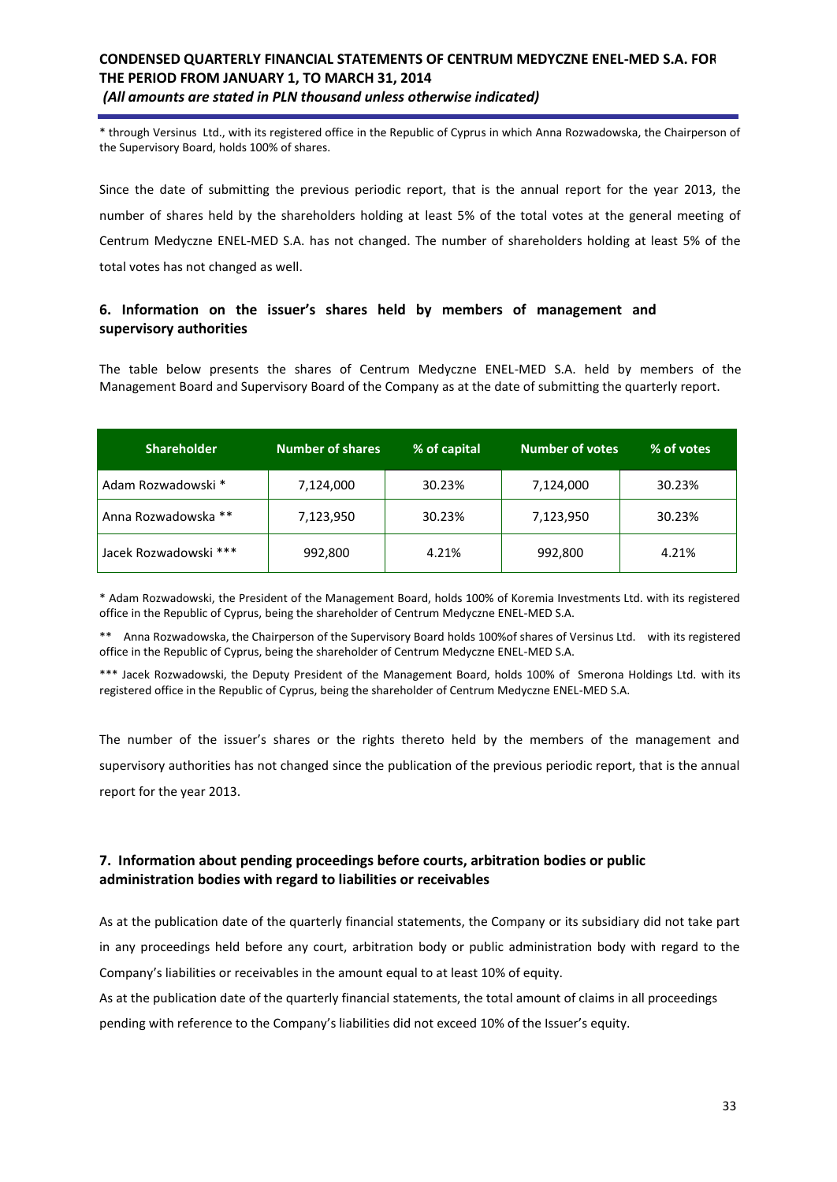\* through Versinus Ltd., with its registered office in the Republic of Cyprus in which Anna Rozwadowska, the Chairperson of the Supervisory Board, holds 100% of shares.

Since the date of submitting the previous periodic report, that is the annual report for the year 2013, the number of shares held by the shareholders holding at least 5% of the total votes at the general meeting of Centrum Medyczne ENEL-MED S.A. has not changed. The number of shareholders holding at least 5% of the total votes has not changed as well.

## 6. Information on the issuer's shares held by members of management and supervisory authorities

The table below presents the shares of Centrum Medyczne ENEL-MED S.A. held by members of the Management Board and Supervisory Board of the Company as at the date of submitting the quarterly report.

| Shareholder | Number of shares | % of capital | Number of votes | % of votes |
|---|---|---|---|---|
| Adam Rozwadowski * | 7,124,000 | 30.23% | 7,124,000 | 30.23% |
| Anna Rozwadowska ** | 7,123,950 | 30.23% | 7,123,950 | 30.23% |
| Jacek Rozwadowski *** | 992,800 | 4.21% | 992,800 | 4.21% |

\* Adam Rozwadowski, the President of the Management Board, holds 100% of Koremia Investments Ltd. with its registered office in the Republic of Cyprus, being the shareholder of Centrum Medyczne ENEL-MED S.A.

\*\* Anna Rozwadowska, the Chairperson of the Supervisory Board holds 100%of shares of Versinus Ltd. with its registered office in the Republic of Cyprus, being the shareholder of Centrum Medyczne ENEL-MED S.A.

\*\*\* Jacek Rozwadowski, the Deputy President of the Management Board, holds 100% of Smerona Holdings Ltd. with its registered office in the Republic of Cyprus, being the shareholder of Centrum Medyczne ENEL-MED S.A.

The number of the issuer's shares or the rights thereto held by the members of the management and supervisory authorities has not changed since the publication of the previous periodic report, that is the annual report for the year 2013.

## 7. Information about pending proceedings before courts, arbitration bodies or public administration bodies with regard to liabilities or receivables

As at the publication date of the quarterly financial statements, the Company or its subsidiary did not take part in any proceedings held before any court, arbitration body or public administration body with regard to the Company's liabilities or receivables in the amount equal to at least 10% of equity.

As at the publication date of the quarterly financial statements, the total amount of claims in all proceedings pending with reference to the Company's liabilities did not exceed 10% of the Issuer's equity.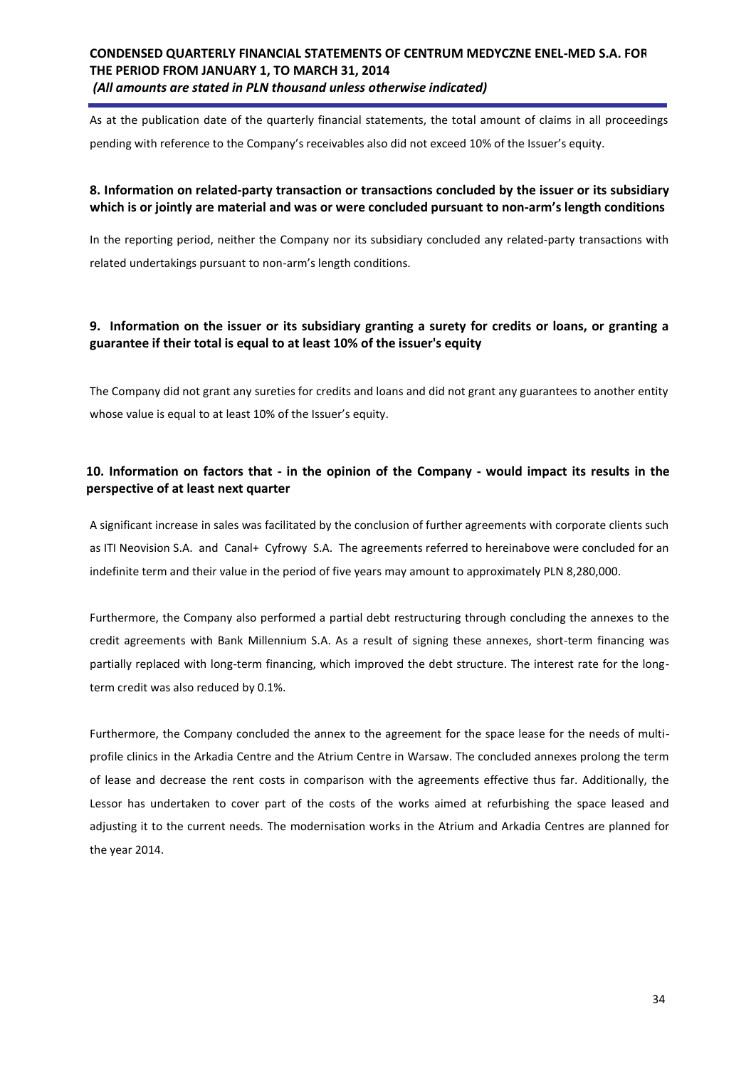As at the publication date of the quarterly financial statements, the total amount of claims in all proceedings pending with reference to the Company's receivables also did not exceed 10% of the Issuer's equity.

## 8. Information on related-party transaction or transactions concluded by the issuer or its subsidiary which is or jointly are material and was or were concluded pursuant to non-arm's length conditions

In the reporting period, neither the Company nor its subsidiary concluded any related-party transactions with related undertakings pursuant to non-arm's length conditions.

## 9. Information on the issuer or its subsidiary granting a surety for credits or loans, or granting a guarantee if their total is equal to at least 10% of the issuer's equity

The Company did not grant any sureties for credits and loans and did not grant any guarantees to another entity whose value is equal to at least 10% of the Issuer's equity.

## 10. Information on factors that - in the opinion of the Company - would impact its results in the perspective of at least next quarter

A significant increase in sales was facilitated by the conclusion of further agreements with corporate clients such as ITI Neovision S.A. and Canal+ Cyfrowy S.A. The agreements referred to hereinabove were concluded for an indefinite term and their value in the period of five years may amount to approximately PLN 8,280,000.

Furthermore, the Company also performed a partial debt restructuring through concluding the annexes to the credit agreements with Bank Millennium S.A. As a result of signing these annexes, short-term financing was partially replaced with long-term financing, which improved the debt structure. The interest rate for the long-term credit was also reduced by 0.1%.

Furthermore, the Company concluded the annex to the agreement for the space lease for the needs of multi-profile clinics in the Arkadia Centre and the Atrium Centre in Warsaw. The concluded annexes prolong the term of lease and decrease the rent costs in comparison with the agreements effective thus far. Additionally, the Lessor has undertaken to cover part of the costs of the works aimed at refurbishing the space leased and adjusting it to the current needs. The modernisation works in the Atrium and Arkadia Centres are planned for the year 2014.